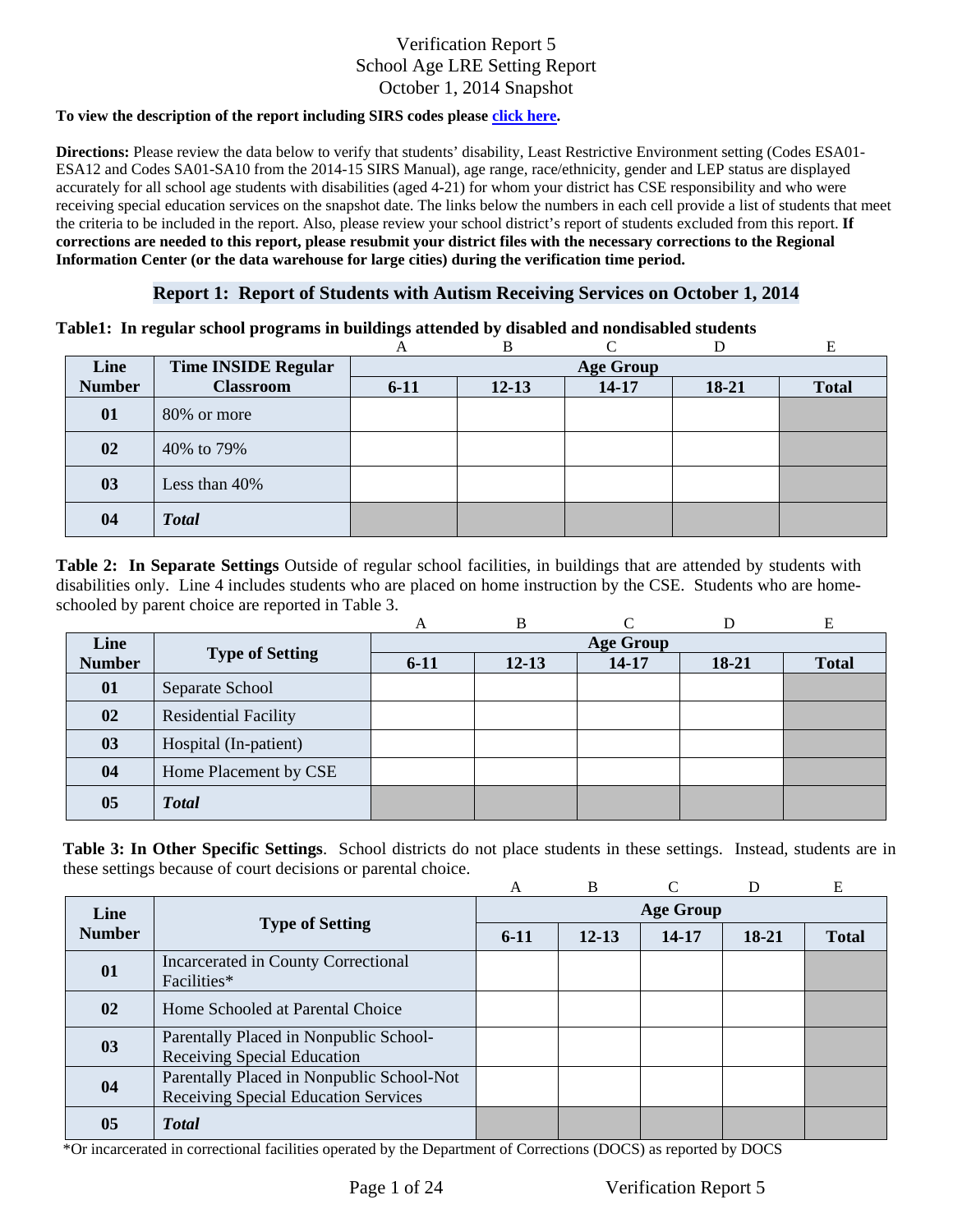# Verification Report 5
# School Age LRE Setting Report
# October 1, 2014 Snapshot

**To view the description of the report including SIRS codes please [click here](#).**

**Directions:** Please review the data below to verify that students' disability, Least Restrictive Environment setting (Codes ESA01-ESA12 and Codes SA01-SA10 from the 2014-15 SIRS Manual), age range, race/ethnicity, gender and LEP status are displayed accurately for all school age students with disabilities (aged 4-21) for whom your district has CSE responsibility and who were receiving special education services on the snapshot date. The links below the numbers in each cell provide a list of students that meet the criteria to be included in the report. Also, please review your school district's report of students excluded from this report. **If corrections are needed to this report, please resubmit your district files with the necessary corrections to the Regional Information Center (or the data warehouse for large cities) during the verification time period.**

## Report 1: Report of Students with Autism Receiving Services on October 1, 2014

**Table1: In regular school programs in buildings attended by disabled and nondisabled students**

| | | A | B | C | D | E |
|---|---|---|---|---|---|---|
| **Line Number** | **Time INSIDE Regular Classroom** | **Age Group** | | | | |
| | | **6-11** | **12-13** | **14-17** | **18-21** | **Total** |
| **01** | 80% or more | | | | | |
| **02** | 40% to 79% | | | | | |
| **03** | Less than 40% | | | | | |
| **04** | ***Total*** | | | | | |

**Table 2: In Separate Settings** Outside of regular school facilities, in buildings that are attended by students with disabilities only. Line 4 includes students who are placed on home instruction by the CSE. Students who are home-schooled by parent choice are reported in Table 3.

| | | A | B | C | D | E |
|---|---|---|---|---|---|---|
| **Line Number** | **Type of Setting** | **Age Group** | | | | |
| | | **6-11** | **12-13** | **14-17** | **18-21** | **Total** |
| **01** | Separate School | | | | | |
| **02** | Residential Facility | | | | | |
| **03** | Hospital (In-patient) | | | | | |
| **04** | Home Placement by CSE | | | | | |
| **05** | ***Total*** | | | | | |

**Table 3: In Other Specific Settings**. School districts do not place students in these settings. Instead, students are in these settings because of court decisions or parental choice.

| | | A | B | C | D | E |
|---|---|---|---|---|---|---|
| **Line Number** | **Type of Setting** | **Age Group** | | | | |
| | | **6-11** | **12-13** | **14-17** | **18-21** | **Total** |
| **01** | Incarcerated in County Correctional Facilities* | | | | | |
| **02** | Home Schooled at Parental Choice | | | | | |
| **03** | Parentally Placed in Nonpublic School-Receiving Special Education | | | | | |
| **04** | Parentally Placed in Nonpublic School-Not Receiving Special Education Services | | | | | |
| **05** | ***Total*** | | | | | |

*Or incarcerated in correctional facilities operated by the Department of Corrections (DOCS) as reported by DOCS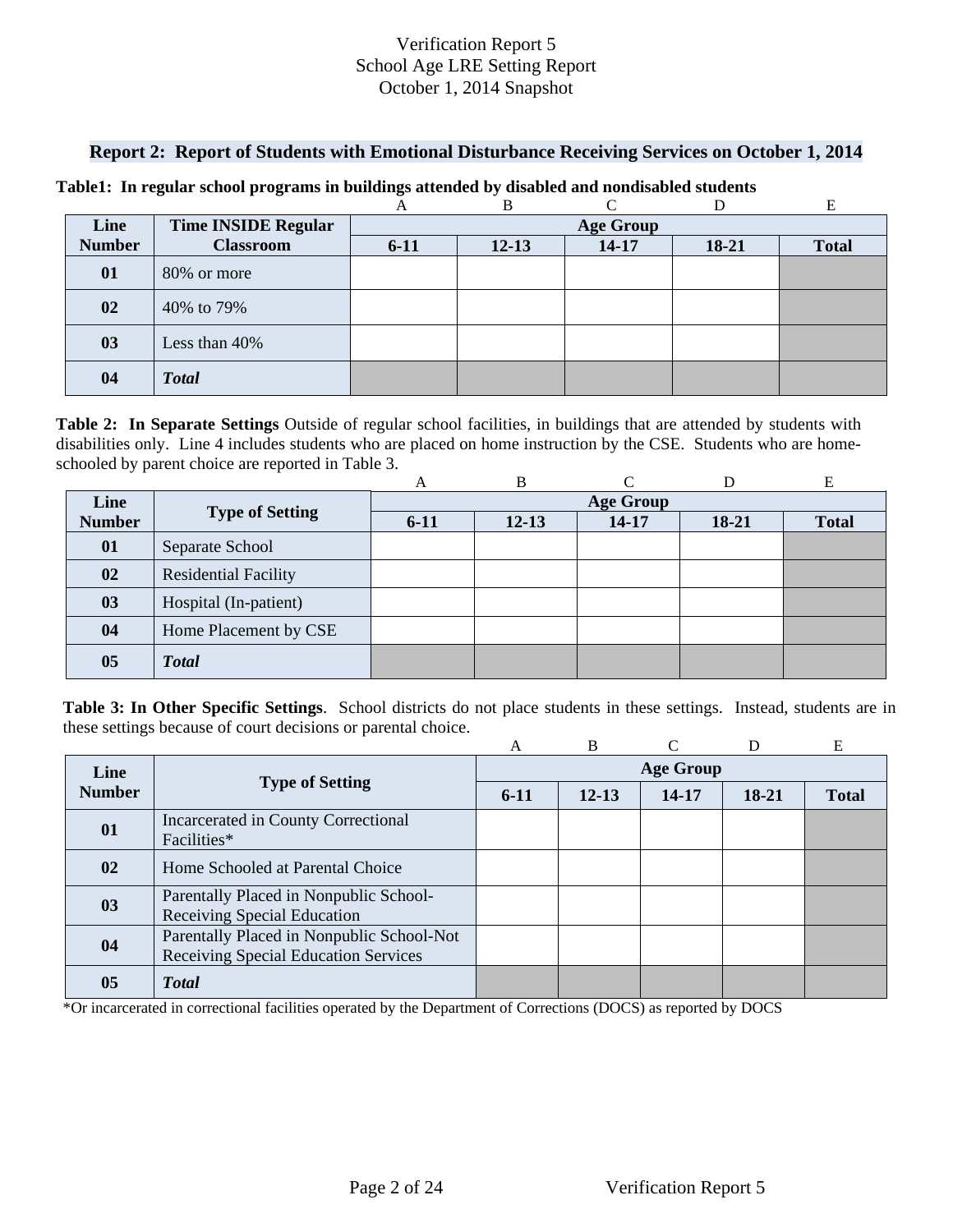# Verification Report 5
## School Age LRE Setting Report
## October 1, 2014 Snapshot

### Report 2: Report of Students with Emotional Disturbance Receiving Services on October 1, 2014

**Table1: In regular school programs in buildings attended by disabled and nondisabled students**

| | | A | B | C | D | E |
|---|---|---|---|---|---|---|
| **Line Number** | **Time INSIDE Regular Classroom** | **Age Group** | | | | |
| | | **6-11** | **12-13** | **14-17** | **18-21** | **Total** |
| **01** | 80% or more | | | | | |
| **02** | 40% to 79% | | | | | |
| **03** | Less than 40% | | | | | |
| **04** | ***Total*** | | | | | |

**Table 2: In Separate Settings** Outside of regular school facilities, in buildings that are attended by students with disabilities only. Line 4 includes students who are placed on home instruction by the CSE. Students who are home-schooled by parent choice are reported in Table 3.

| | | A | B | C | D | E |
|---|---|---|---|---|---|---|
| **Line Number** | **Type of Setting** | **Age Group** | | | | |
| | | **6-11** | **12-13** | **14-17** | **18-21** | **Total** |
| **01** | Separate School | | | | | |
| **02** | Residential Facility | | | | | |
| **03** | Hospital (In-patient) | | | | | |
| **04** | Home Placement by CSE | | | | | |
| **05** | ***Total*** | | | | | |

**Table 3: In Other Specific Settings**. School districts do not place students in these settings. Instead, students are in these settings because of court decisions or parental choice.

| | | A | B | C | D | E |
|---|---|---|---|---|---|---|
| **Line Number** | **Type of Setting** | **Age Group** | | | | |
| | | **6-11** | **12-13** | **14-17** | **18-21** | **Total** |
| **01** | Incarcerated in County Correctional Facilities* | | | | | |
| **02** | Home Schooled at Parental Choice | | | | | |
| **03** | Parentally Placed in Nonpublic School-Receiving Special Education | | | | | |
| **04** | Parentally Placed in Nonpublic School-Not Receiving Special Education Services | | | | | |
| **05** | ***Total*** | | | | | |

*Or incarcerated in correctional facilities operated by the Department of Corrections (DOCS) as reported by DOCS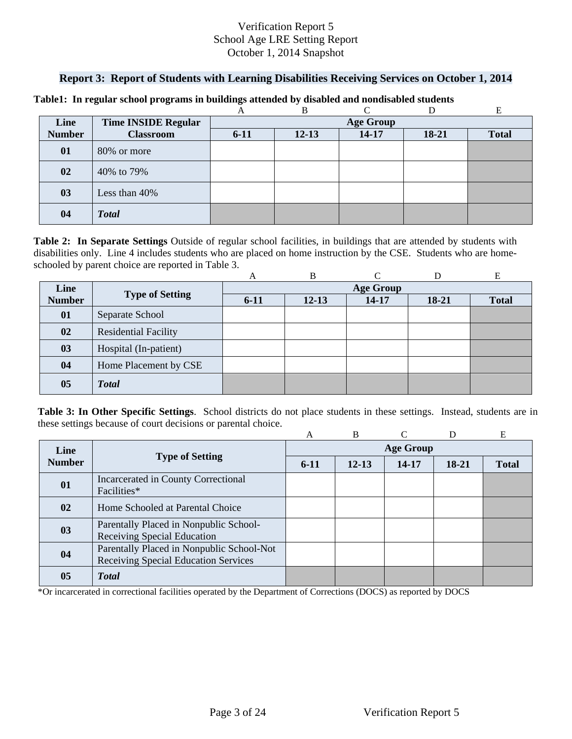Verification Report 5
School Age LRE Setting Report
October 1, 2014 Snapshot

## Report 3: Report of Students with Learning Disabilities Receiving Services on October 1, 2014

**Table1: In regular school programs in buildings attended by disabled and nondisabled students**

| | | A | B | C | D | E |
|---|---|---|---|---|---|---|
| **Line Number** | **Time INSIDE Regular Classroom** | **Age Group** | | | | |
| | | **6-11** | **12-13** | **14-17** | **18-21** | **Total** |
| **01** | 80% or more | | | | | |
| **02** | 40% to 79% | | | | | |
| **03** | Less than 40% | | | | | |
| **04** | ***Total*** | | | | | |

**Table 2: In Separate Settings** Outside of regular school facilities, in buildings that are attended by students with disabilities only. Line 4 includes students who are placed on home instruction by the CSE. Students who are home-schooled by parent choice are reported in Table 3.

| | | A | B | C | D | E |
|---|---|---|---|---|---|---|
| **Line Number** | **Type of Setting** | **Age Group** | | | | |
| | | **6-11** | **12-13** | **14-17** | **18-21** | **Total** |
| **01** | Separate School | | | | | |
| **02** | Residential Facility | | | | | |
| **03** | Hospital (In-patient) | | | | | |
| **04** | Home Placement by CSE | | | | | |
| **05** | ***Total*** | | | | | |

**Table 3: In Other Specific Settings**. School districts do not place students in these settings. Instead, students are in these settings because of court decisions or parental choice.

| | | A | B | C | D | E |
|---|---|---|---|---|---|---|
| **Line Number** | **Type of Setting** | **Age Group** | | | | |
| | | **6-11** | **12-13** | **14-17** | **18-21** | **Total** |
| **01** | Incarcerated in County Correctional Facilities* | | | | | |
| **02** | Home Schooled at Parental Choice | | | | | |
| **03** | Parentally Placed in Nonpublic School-Receiving Special Education | | | | | |
| **04** | Parentally Placed in Nonpublic School-Not Receiving Special Education Services | | | | | |
| **05** | ***Total*** | | | | | |

*Or incarcerated in correctional facilities operated by the Department of Corrections (DOCS) as reported by DOCS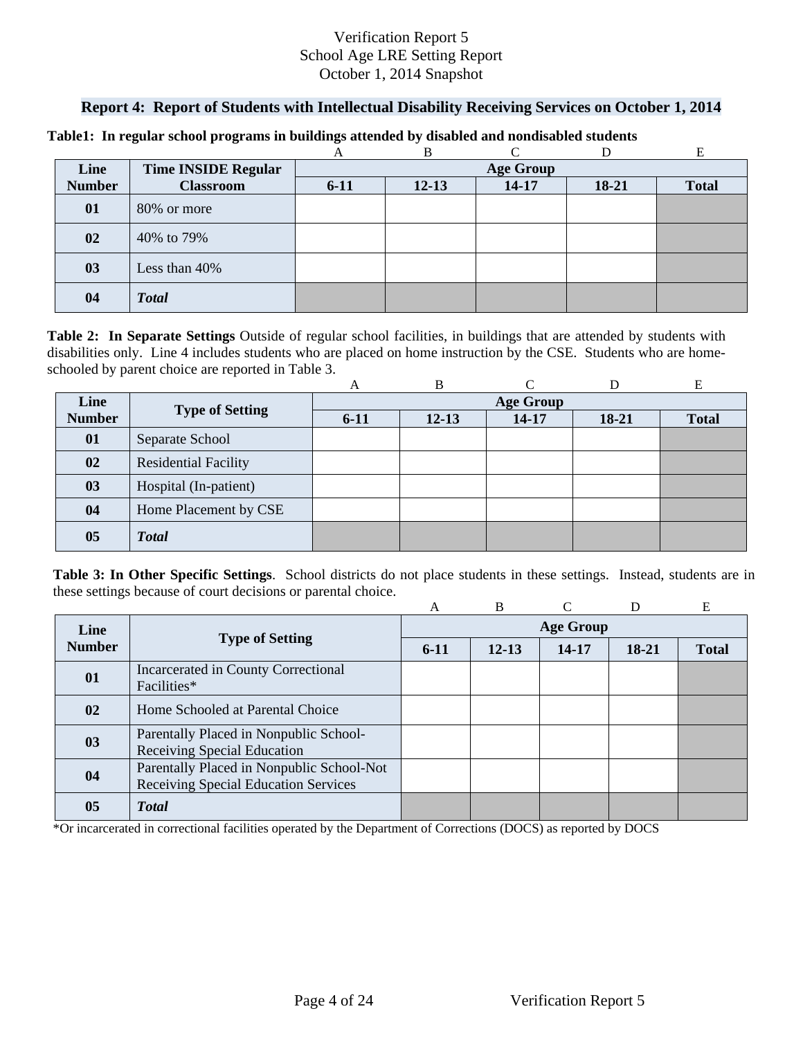Verification Report 5
School Age LRE Setting Report
October 1, 2014 Snapshot

## Report 4: Report of Students with Intellectual Disability Receiving Services on October 1, 2014

**Table1: In regular school programs in buildings attended by disabled and nondisabled students**

| | | A | B | C | D | E |
|---|---|---|---|---|---|---|
| **Line Number** | **Time INSIDE Regular Classroom** | **Age Group** | | | | |
| | | **6-11** | **12-13** | **14-17** | **18-21** | **Total** |
| **01** | 80% or more | | | | | |
| **02** | 40% to 79% | | | | | |
| **03** | Less than 40% | | | | | |
| **04** | ***Total*** | | | | | |

**Table 2: In Separate Settings** Outside of regular school facilities, in buildings that are attended by students with disabilities only. Line 4 includes students who are placed on home instruction by the CSE. Students who are home-schooled by parent choice are reported in Table 3.

| | | A | B | C | D | E |
|---|---|---|---|---|---|---|
| **Line Number** | **Type of Setting** | **Age Group** | | | | |
| | | **6-11** | **12-13** | **14-17** | **18-21** | **Total** |
| **01** | Separate School | | | | | |
| **02** | Residential Facility | | | | | |
| **03** | Hospital (In-patient) | | | | | |
| **04** | Home Placement by CSE | | | | | |
| **05** | ***Total*** | | | | | |

**Table 3: In Other Specific Settings**. School districts do not place students in these settings. Instead, students are in these settings because of court decisions or parental choice.

| | | A | B | C | D | E |
|---|---|---|---|---|---|---|
| **Line Number** | **Type of Setting** | **Age Group** | | | | |
| | | **6-11** | **12-13** | **14-17** | **18-21** | **Total** |
| **01** | Incarcerated in County Correctional Facilities* | | | | | |
| **02** | Home Schooled at Parental Choice | | | | | |
| **03** | Parentally Placed in Nonpublic School-Receiving Special Education | | | | | |
| **04** | Parentally Placed in Nonpublic School-Not Receiving Special Education Services | | | | | |
| **05** | ***Total*** | | | | | |

*Or incarcerated in correctional facilities operated by the Department of Corrections (DOCS) as reported by DOCS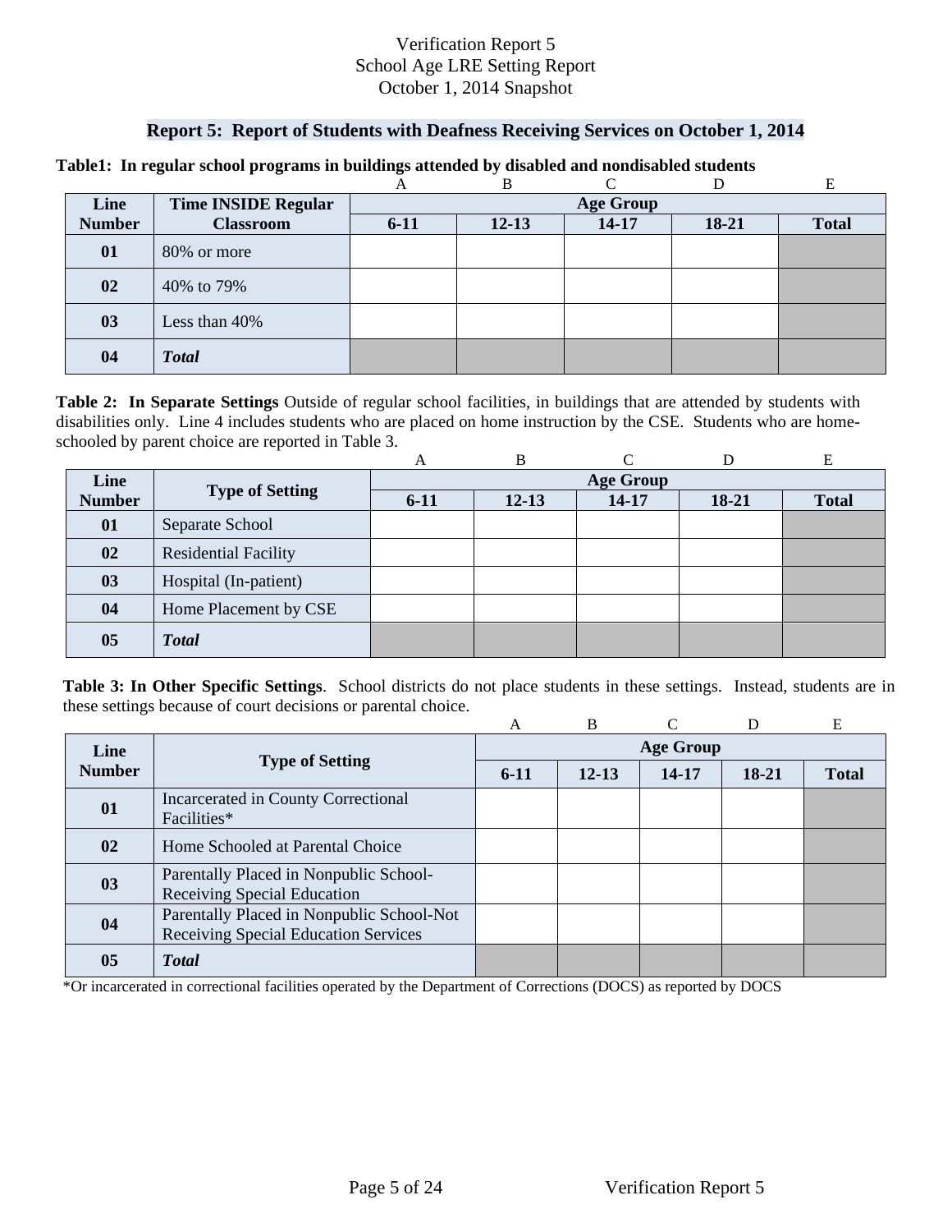Verification Report 5
School Age LRE Setting Report
October 1, 2014 Snapshot

## Report 5: Report of Students with Deafness Receiving Services on October 1, 2014

**Table1: In regular school programs in buildings attended by disabled and nondisabled students**

| | | A | B | C | D | E |
|---|---|---|---|---|---|---|
| **Line Number** | **Time INSIDE Regular Classroom** | **Age Group** | | | | |
| | | **6-11** | **12-13** | **14-17** | **18-21** | **Total** |
| **01** | 80% or more | | | | | |
| **02** | 40% to 79% | | | | | |
| **03** | Less than 40% | | | | | |
| **04** | ***Total*** | | | | | |

**Table 2: In Separate Settings** Outside of regular school facilities, in buildings that are attended by students with disabilities only. Line 4 includes students who are placed on home instruction by the CSE. Students who are home-schooled by parent choice are reported in Table 3.

| | | A | B | C | D | E |
|---|---|---|---|---|---|---|
| **Line Number** | **Type of Setting** | **Age Group** | | | | |
| | | **6-11** | **12-13** | **14-17** | **18-21** | **Total** |
| **01** | Separate School | | | | | |
| **02** | Residential Facility | | | | | |
| **03** | Hospital (In-patient) | | | | | |
| **04** | Home Placement by CSE | | | | | |
| **05** | ***Total*** | | | | | |

**Table 3: In Other Specific Settings**. School districts do not place students in these settings. Instead, students are in these settings because of court decisions or parental choice.

| | | A | B | C | D | E |
|---|---|---|---|---|---|---|
| **Line Number** | **Type of Setting** | **Age Group** | | | | |
| | | **6-11** | **12-13** | **14-17** | **18-21** | **Total** |
| **01** | Incarcerated in County Correctional Facilities* | | | | | |
| **02** | Home Schooled at Parental Choice | | | | | |
| **03** | Parentally Placed in Nonpublic School-Receiving Special Education | | | | | |
| **04** | Parentally Placed in Nonpublic School-Not Receiving Special Education Services | | | | | |
| **05** | ***Total*** | | | | | |

*Or incarcerated in correctional facilities operated by the Department of Corrections (DOCS) as reported by DOCS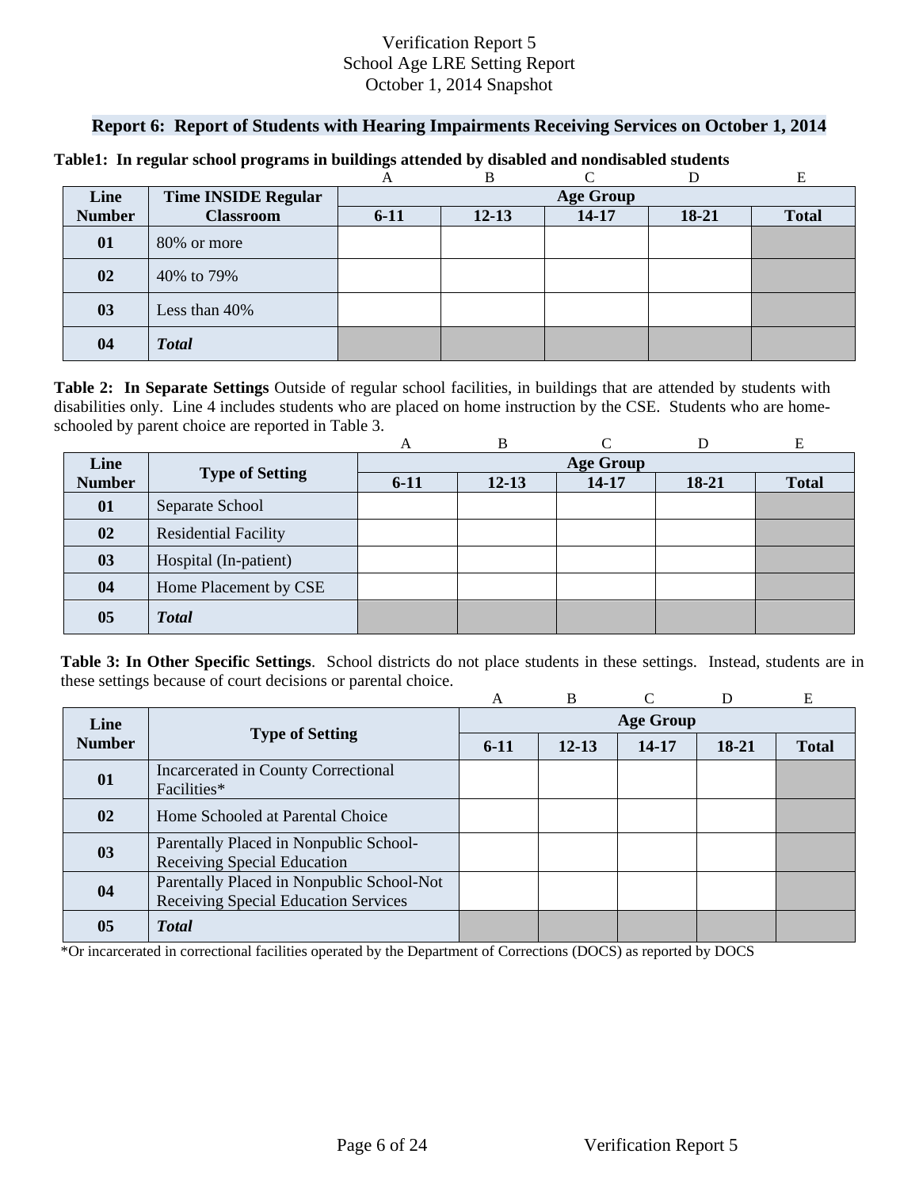Verification Report 5
School Age LRE Setting Report
October 1, 2014 Snapshot

## Report 6: Report of Students with Hearing Impairments Receiving Services on October 1, 2014

**Table1: In regular school programs in buildings attended by disabled and nondisabled students**

| Line Number | Time INSIDE Regular Classroom | A | B | C | D | E |
|---|---|---|---|---|---|---|
| | | Age Group | | | | |
| | | 6-11 | 12-13 | 14-17 | 18-21 | Total |
| 01 | 80% or more | | | | | |
| 02 | 40% to 79% | | | | | |
| 03 | Less than 40% | | | | | |
| 04 | ***Total*** | | | | | |

**Table 2: In Separate Settings** Outside of regular school facilities, in buildings that are attended by students with disabilities only. Line 4 includes students who are placed on home instruction by the CSE. Students who are home-schooled by parent choice are reported in Table 3.

| Line Number | Type of Setting | A | B | C | D | E |
|---|---|---|---|---|---|---|
| | | Age Group | | | | |
| | | 6-11 | 12-13 | 14-17 | 18-21 | Total |
| 01 | Separate School | | | | | |
| 02 | Residential Facility | | | | | |
| 03 | Hospital (In-patient) | | | | | |
| 04 | Home Placement by CSE | | | | | |
| 05 | ***Total*** | | | | | |

**Table 3: In Other Specific Settings**. School districts do not place students in these settings. Instead, students are in these settings because of court decisions or parental choice.

| Line Number | Type of Setting | A | B | C | D | E |
|---|---|---|---|---|---|---|
| | | Age Group | | | | |
| | | 6-11 | 12-13 | 14-17 | 18-21 | Total |
| 01 | Incarcerated in County Correctional Facilities* | | | | | |
| 02 | Home Schooled at Parental Choice | | | | | |
| 03 | Parentally Placed in Nonpublic School-Receiving Special Education | | | | | |
| 04 | Parentally Placed in Nonpublic School-Not Receiving Special Education Services | | | | | |
| 05 | ***Total*** | | | | | |

*Or incarcerated in correctional facilities operated by the Department of Corrections (DOCS) as reported by DOCS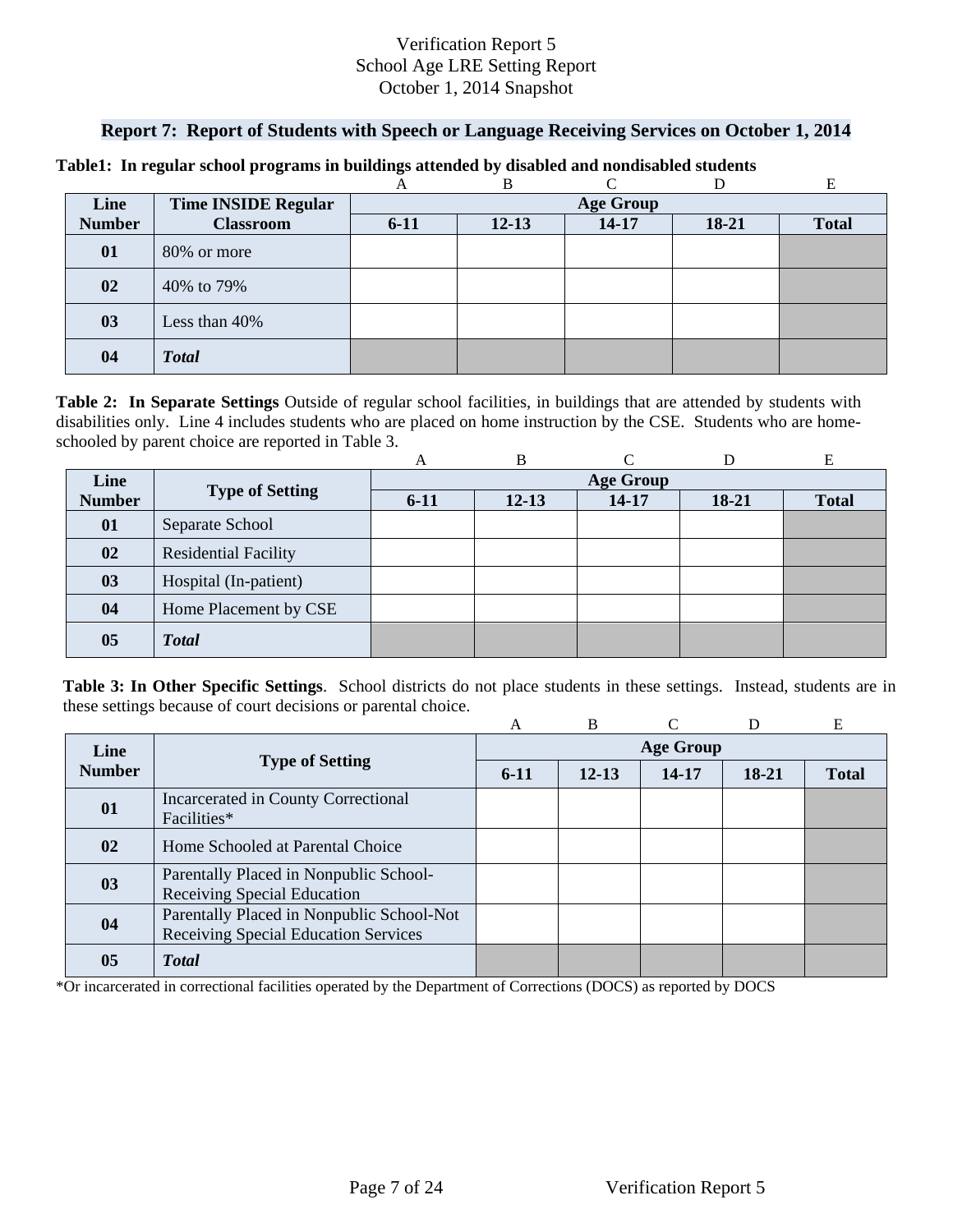Verification Report 5
School Age LRE Setting Report
October 1, 2014 Snapshot

## Report 7: Report of Students with Speech or Language Receiving Services on October 1, 2014

**Table1: In regular school programs in buildings attended by disabled and nondisabled students**

| | | A | B | C | D | E |
|---|---|---|---|---|---|---|
| **Line Number** | **Time INSIDE Regular Classroom** | **Age Group** | | | | |
| | | **6-11** | **12-13** | **14-17** | **18-21** | **Total** |
| **01** | 80% or more | | | | | |
| **02** | 40% to 79% | | | | | |
| **03** | Less than 40% | | | | | |
| **04** | ***Total*** | | | | | |

**Table 2: In Separate Settings** Outside of regular school facilities, in buildings that are attended by students with disabilities only. Line 4 includes students who are placed on home instruction by the CSE. Students who are home-schooled by parent choice are reported in Table 3.

| | | A | B | C | D | E |
|---|---|---|---|---|---|---|
| **Line Number** | **Type of Setting** | **Age Group** | | | | |
| | | **6-11** | **12-13** | **14-17** | **18-21** | **Total** |
| **01** | Separate School | | | | | |
| **02** | Residential Facility | | | | | |
| **03** | Hospital (In-patient) | | | | | |
| **04** | Home Placement by CSE | | | | | |
| **05** | ***Total*** | | | | | |

**Table 3: In Other Specific Settings**. School districts do not place students in these settings. Instead, students are in these settings because of court decisions or parental choice.

| | | A | B | C | D | E |
|---|---|---|---|---|---|---|
| **Line Number** | **Type of Setting** | **Age Group** | | | | |
| | | **6-11** | **12-13** | **14-17** | **18-21** | **Total** |
| **01** | Incarcerated in County Correctional Facilities* | | | | | |
| **02** | Home Schooled at Parental Choice | | | | | |
| **03** | Parentally Placed in Nonpublic School-Receiving Special Education | | | | | |
| **04** | Parentally Placed in Nonpublic School-Not Receiving Special Education Services | | | | | |
| **05** | ***Total*** | | | | | |

*Or incarcerated in correctional facilities operated by the Department of Corrections (DOCS) as reported by DOCS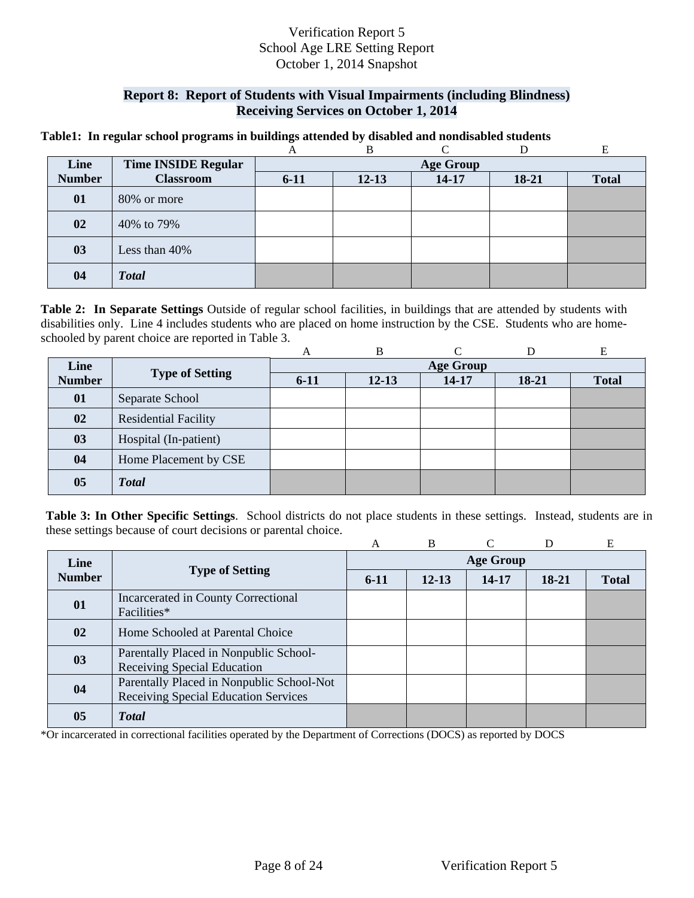Verification Report 5
School Age LRE Setting Report
October 1, 2014 Snapshot

## Report 8: Report of Students with Visual Impairments (including Blindness) Receiving Services on October 1, 2014

**Table1: In regular school programs in buildings attended by disabled and nondisabled students**

| | | A | B | C | D | E |
|---|---|---|---|---|---|---|
| **Line Number** | **Time INSIDE Regular Classroom** | **Age Group** | | | | |
| | | **6-11** | **12-13** | **14-17** | **18-21** | **Total** |
| **01** | 80% or more | | | | | |
| **02** | 40% to 79% | | | | | |
| **03** | Less than 40% | | | | | |
| **04** | ***Total*** | | | | | |

**Table 2: In Separate Settings** Outside of regular school facilities, in buildings that are attended by students with disabilities only. Line 4 includes students who are placed on home instruction by the CSE. Students who are home-schooled by parent choice are reported in Table 3.

| | | A | B | C | D | E |
|---|---|---|---|---|---|---|
| **Line Number** | **Type of Setting** | **Age Group** | | | | |
| | | **6-11** | **12-13** | **14-17** | **18-21** | **Total** |
| **01** | Separate School | | | | | |
| **02** | Residential Facility | | | | | |
| **03** | Hospital (In-patient) | | | | | |
| **04** | Home Placement by CSE | | | | | |
| **05** | ***Total*** | | | | | |

**Table 3: In Other Specific Settings**. School districts do not place students in these settings. Instead, students are in these settings because of court decisions or parental choice.

| | | A | B | C | D | E |
|---|---|---|---|---|---|---|
| **Line Number** | **Type of Setting** | **Age Group** | | | | |
| | | **6-11** | **12-13** | **14-17** | **18-21** | **Total** |
| **01** | Incarcerated in County Correctional Facilities* | | | | | |
| **02** | Home Schooled at Parental Choice | | | | | |
| **03** | Parentally Placed in Nonpublic School-Receiving Special Education | | | | | |
| **04** | Parentally Placed in Nonpublic School-Not Receiving Special Education Services | | | | | |
| **05** | ***Total*** | | | | | |

*Or incarcerated in correctional facilities operated by the Department of Corrections (DOCS) as reported by DOCS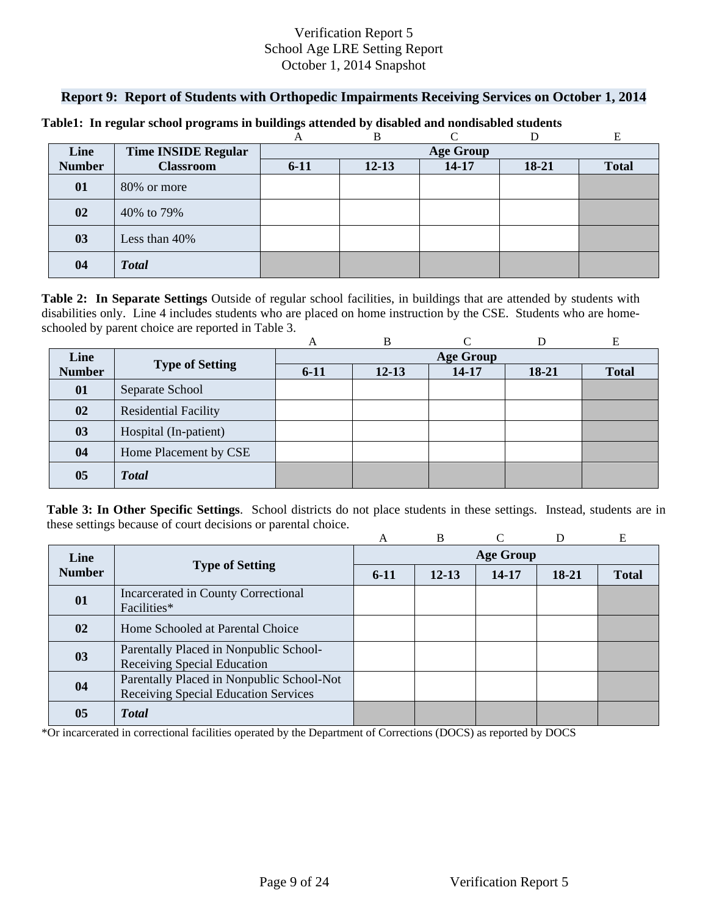Verification Report 5
School Age LRE Setting Report
October 1, 2014 Snapshot

## Report 9: Report of Students with Orthopedic Impairments Receiving Services on October 1, 2014

**Table1: In regular school programs in buildings attended by disabled and nondisabled students**

| Line Number | Time INSIDE Regular Classroom | A<br>Age Group<br>6-11 | B<br><br>12-13 | C<br><br>14-17 | D<br><br>18-21 | E<br><br>Total |
|---|---|---|---|---|---|---|
| 01 | 80% or more | | | | | |
| 02 | 40% to 79% | | | | | |
| 03 | Less than 40% | | | | | |
| 04 | ***Total*** | | | | | |

**Table 2: In Separate Settings** Outside of regular school facilities, in buildings that are attended by students with disabilities only. Line 4 includes students who are placed on home instruction by the CSE. Students who are home-schooled by parent choice are reported in Table 3.

| Line Number | Type of Setting | A<br>Age Group<br>6-11 | B<br><br>12-13 | C<br><br>14-17 | D<br><br>18-21 | E<br><br>Total |
|---|---|---|---|---|---|---|
| 01 | Separate School | | | | | |
| 02 | Residential Facility | | | | | |
| 03 | Hospital (In-patient) | | | | | |
| 04 | Home Placement by CSE | | | | | |
| 05 | ***Total*** | | | | | |

**Table 3: In Other Specific Settings**. School districts do not place students in these settings. Instead, students are in these settings because of court decisions or parental choice.

| Line Number | Type of Setting | A<br>Age Group<br>6-11 | B<br><br>12-13 | C<br><br>14-17 | D<br><br>18-21 | E<br><br>Total |
|---|---|---|---|---|---|---|
| 01 | Incarcerated in County Correctional Facilities* | | | | | |
| 02 | Home Schooled at Parental Choice | | | | | |
| 03 | Parentally Placed in Nonpublic School-Receiving Special Education | | | | | |
| 04 | Parentally Placed in Nonpublic School-Not Receiving Special Education Services | | | | | |
| 05 | ***Total*** | | | | | |

*Or incarcerated in correctional facilities operated by the Department of Corrections (DOCS) as reported by DOCS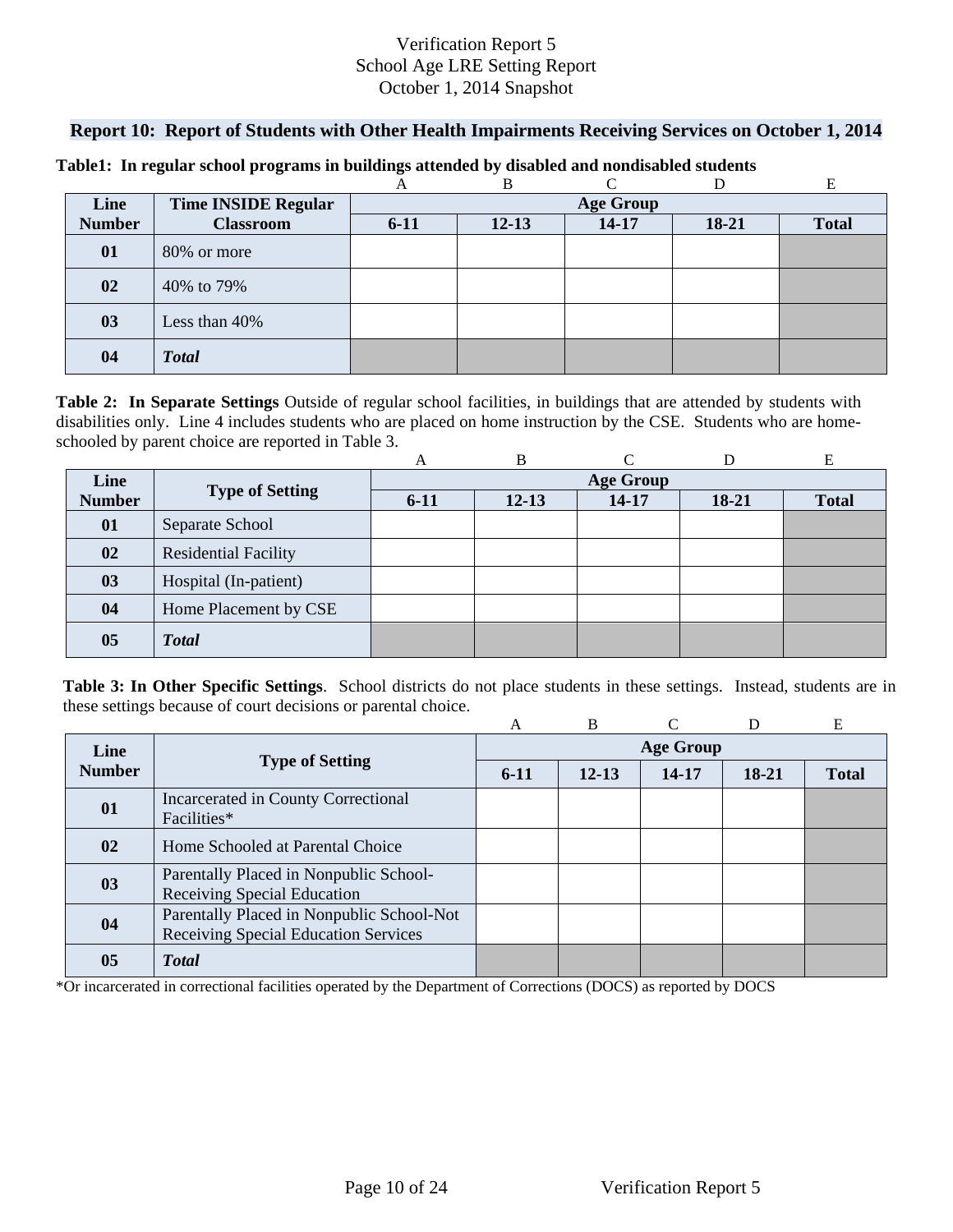Verification Report 5
School Age LRE Setting Report
October 1, 2014 Snapshot

## Report 10: Report of Students with Other Health Impairments Receiving Services on October 1, 2014

**Table1: In regular school programs in buildings attended by disabled and nondisabled students**

| | | A | B | C | D | E |
|---|---|---|---|---|---|---|
| **Line Number** | **Time INSIDE Regular Classroom** | **Age Group** | | | | |
| | | **6-11** | **12-13** | **14-17** | **18-21** | **Total** |
| **01** | 80% or more | | | | | |
| **02** | 40% to 79% | | | | | |
| **03** | Less than 40% | | | | | |
| **04** | ***Total*** | | | | | |

**Table 2: In Separate Settings** Outside of regular school facilities, in buildings that are attended by students with disabilities only. Line 4 includes students who are placed on home instruction by the CSE. Students who are home-schooled by parent choice are reported in Table 3.

| | | A | B | C | D | E |
|---|---|---|---|---|---|---|
| **Line Number** | **Type of Setting** | **Age Group** | | | | |
| | | **6-11** | **12-13** | **14-17** | **18-21** | **Total** |
| **01** | Separate School | | | | | |
| **02** | Residential Facility | | | | | |
| **03** | Hospital (In-patient) | | | | | |
| **04** | Home Placement by CSE | | | | | |
| **05** | ***Total*** | | | | | |

**Table 3: In Other Specific Settings**. School districts do not place students in these settings. Instead, students are in these settings because of court decisions or parental choice.

| | | A | B | C | D | E |
|---|---|---|---|---|---|---|
| **Line Number** | **Type of Setting** | **Age Group** | | | | |
| | | **6-11** | **12-13** | **14-17** | **18-21** | **Total** |
| **01** | Incarcerated in County Correctional Facilities* | | | | | |
| **02** | Home Schooled at Parental Choice | | | | | |
| **03** | Parentally Placed in Nonpublic School-Receiving Special Education | | | | | |
| **04** | Parentally Placed in Nonpublic School-Not Receiving Special Education Services | | | | | |
| **05** | ***Total*** | | | | | |

*Or incarcerated in correctional facilities operated by the Department of Corrections (DOCS) as reported by DOCS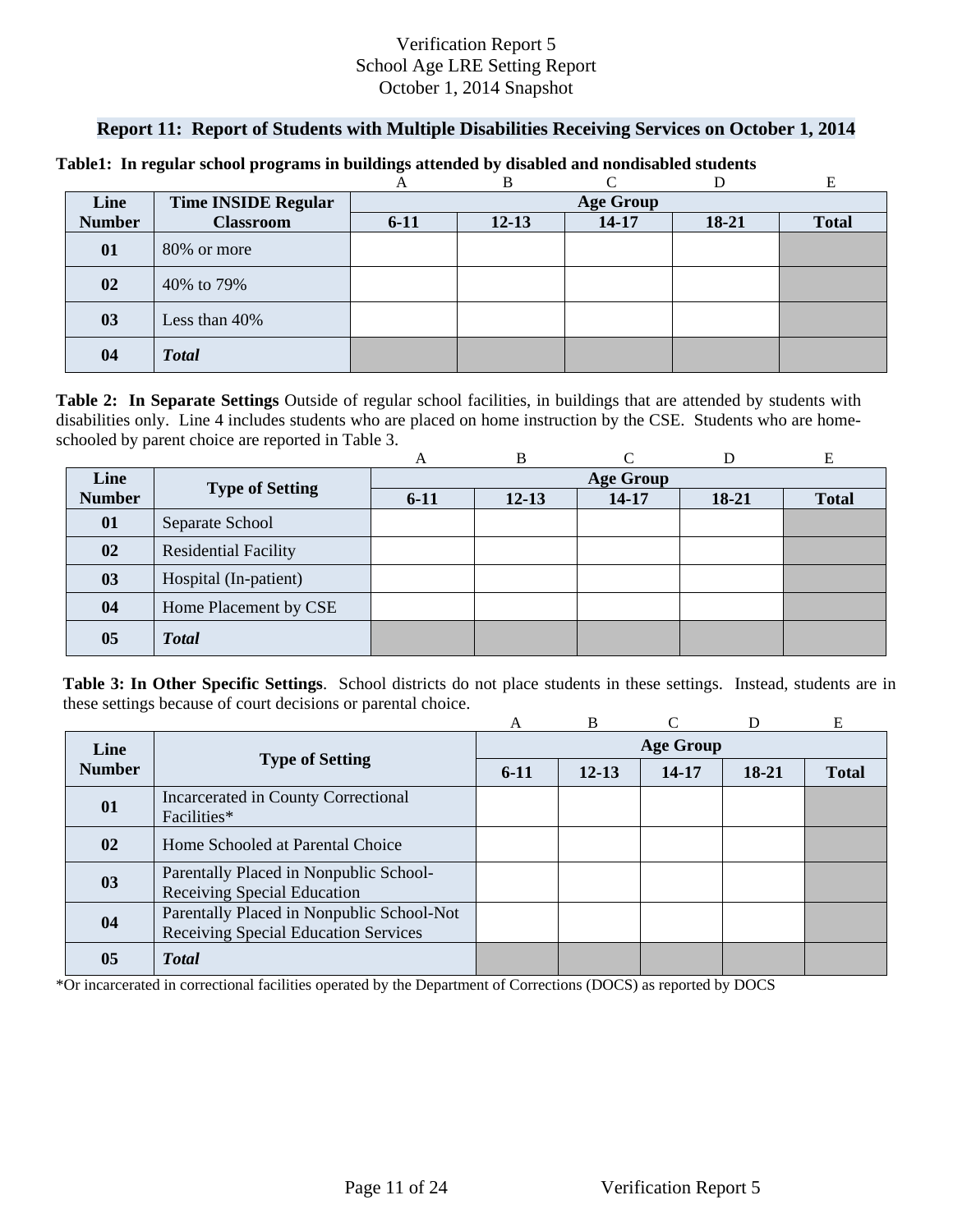Verification Report 5
School Age LRE Setting Report
October 1, 2014 Snapshot

## Report 11: Report of Students with Multiple Disabilities Receiving Services on October 1, 2014

**Table1: In regular school programs in buildings attended by disabled and nondisabled students**

| | | A | B | C | D | E |
|---|---|---|---|---|---|---|
| **Line Number** | **Time INSIDE Regular Classroom** | **Age Group** | | | | |
| | | **6-11** | **12-13** | **14-17** | **18-21** | **Total** |
| **01** | 80% or more | | | | | |
| **02** | 40% to 79% | | | | | |
| **03** | Less than 40% | | | | | |
| **04** | ***Total*** | | | | | |

**Table 2: In Separate Settings** Outside of regular school facilities, in buildings that are attended by students with disabilities only. Line 4 includes students who are placed on home instruction by the CSE. Students who are home-schooled by parent choice are reported in Table 3.

| | | A | B | C | D | E |
|---|---|---|---|---|---|---|
| **Line Number** | **Type of Setting** | **Age Group** | | | | |
| | | **6-11** | **12-13** | **14-17** | **18-21** | **Total** |
| **01** | Separate School | | | | | |
| **02** | Residential Facility | | | | | |
| **03** | Hospital (In-patient) | | | | | |
| **04** | Home Placement by CSE | | | | | |
| **05** | ***Total*** | | | | | |

**Table 3: In Other Specific Settings**. School districts do not place students in these settings. Instead, students are in these settings because of court decisions or parental choice.

| | | A | B | C | D | E |
|---|---|---|---|---|---|---|
| **Line Number** | **Type of Setting** | **Age Group** | | | | |
| | | **6-11** | **12-13** | **14-17** | **18-21** | **Total** |
| **01** | Incarcerated in County Correctional Facilities* | | | | | |
| **02** | Home Schooled at Parental Choice | | | | | |
| **03** | Parentally Placed in Nonpublic School-Receiving Special Education | | | | | |
| **04** | Parentally Placed in Nonpublic School-Not Receiving Special Education Services | | | | | |
| **05** | ***Total*** | | | | | |

*Or incarcerated in correctional facilities operated by the Department of Corrections (DOCS) as reported by DOCS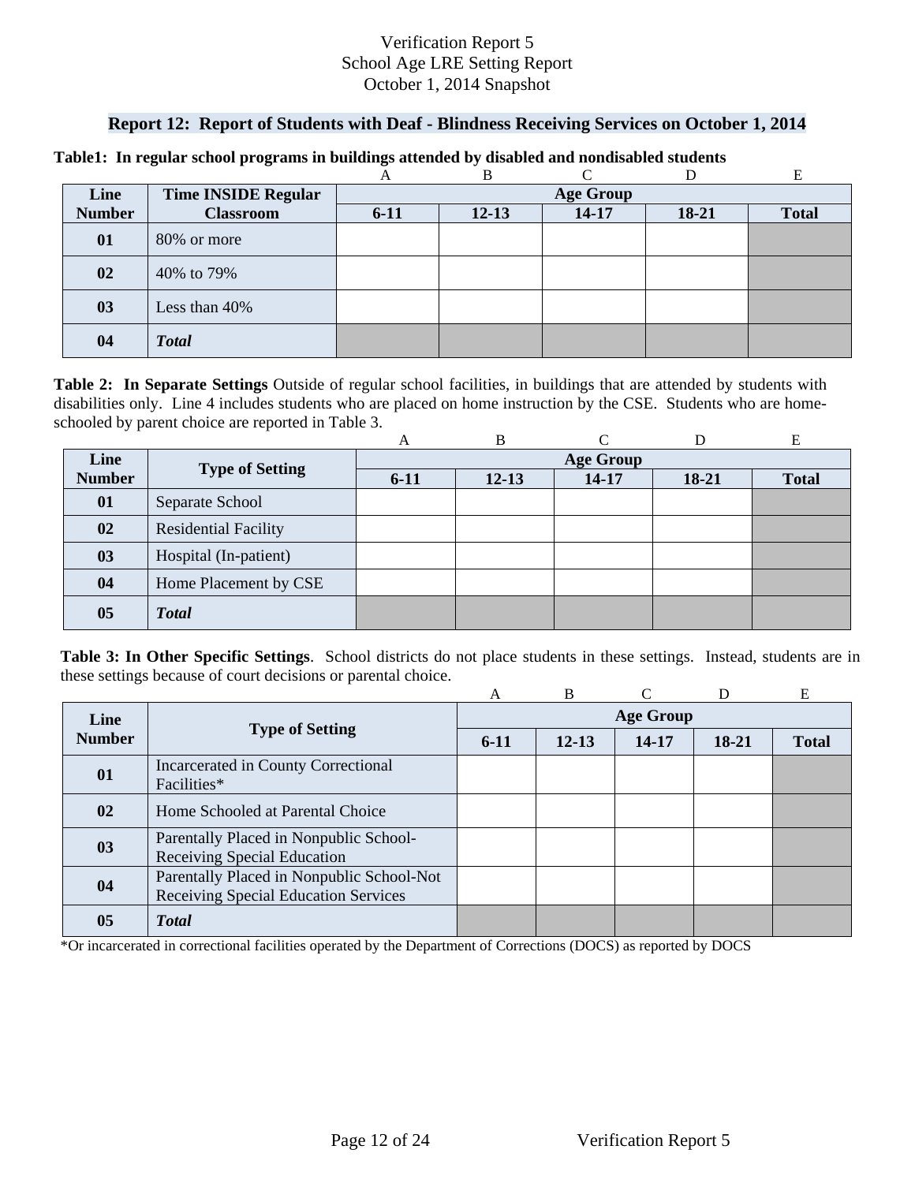Verification Report 5
School Age LRE Setting Report
October 1, 2014 Snapshot

## Report 12: Report of Students with Deaf - Blindness Receiving Services on October 1, 2014

**Table1: In regular school programs in buildings attended by disabled and nondisabled students**

| | | A | B | C | D | E |
|---|---|---|---|---|---|---|
| **Line Number** | **Time INSIDE Regular Classroom** | **Age Group** | | | | |
| | | **6-11** | **12-13** | **14-17** | **18-21** | **Total** |
| **01** | 80% or more | | | | | |
| **02** | 40% to 79% | | | | | |
| **03** | Less than 40% | | | | | |
| **04** | ***Total*** | | | | | |

**Table 2: In Separate Settings** Outside of regular school facilities, in buildings that are attended by students with disabilities only. Line 4 includes students who are placed on home instruction by the CSE. Students who are home-schooled by parent choice are reported in Table 3.

| | | A | B | C | D | E |
|---|---|---|---|---|---|---|
| **Line Number** | **Type of Setting** | **Age Group** | | | | |
| | | **6-11** | **12-13** | **14-17** | **18-21** | **Total** |
| **01** | Separate School | | | | | |
| **02** | Residential Facility | | | | | |
| **03** | Hospital (In-patient) | | | | | |
| **04** | Home Placement by CSE | | | | | |
| **05** | ***Total*** | | | | | |

**Table 3: In Other Specific Settings**. School districts do not place students in these settings. Instead, students are in these settings because of court decisions or parental choice.

| | | A | B | C | D | E |
|---|---|---|---|---|---|---|
| **Line Number** | **Type of Setting** | **Age Group** | | | | |
| | | **6-11** | **12-13** | **14-17** | **18-21** | **Total** |
| **01** | Incarcerated in County Correctional Facilities* | | | | | |
| **02** | Home Schooled at Parental Choice | | | | | |
| **03** | Parentally Placed in Nonpublic School-Receiving Special Education | | | | | |
| **04** | Parentally Placed in Nonpublic School-Not Receiving Special Education Services | | | | | |
| **05** | ***Total*** | | | | | |

*Or incarcerated in correctional facilities operated by the Department of Corrections (DOCS) as reported by DOCS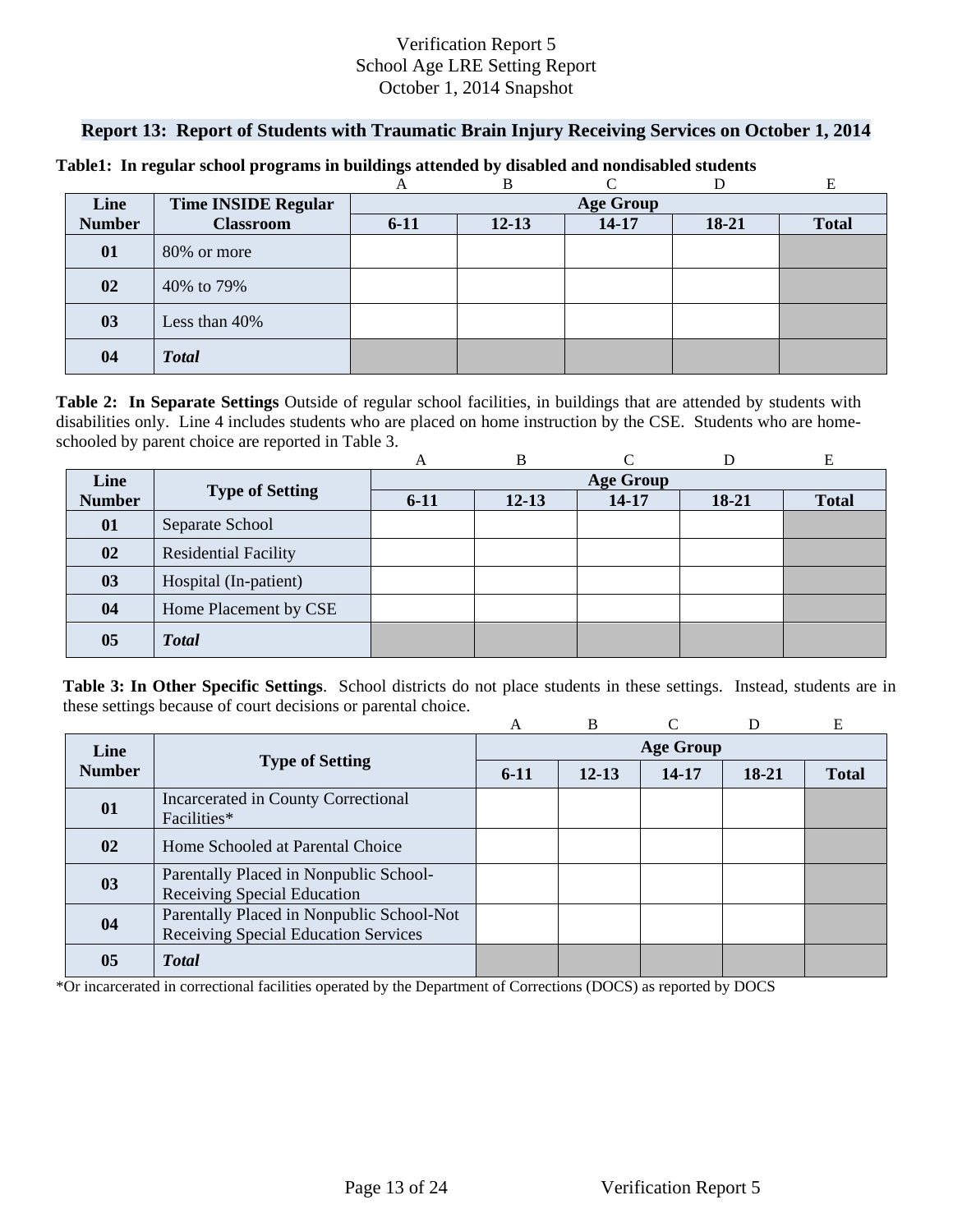Verification Report 5
School Age LRE Setting Report
October 1, 2014 Snapshot

## Report 13: Report of Students with Traumatic Brain Injury Receiving Services on October 1, 2014

**Table1: In regular school programs in buildings attended by disabled and nondisabled students**

| | | A | B | C | D | E |
|---|---|---|---|---|---|---|
| **Line Number** | **Time INSIDE Regular Classroom** | **Age Group** | | | | |
| | | **6-11** | **12-13** | **14-17** | **18-21** | **Total** |
| **01** | 80% or more | | | | | |
| **02** | 40% to 79% | | | | | |
| **03** | Less than 40% | | | | | |
| **04** | ***Total*** | | | | | |

**Table 2: In Separate Settings** Outside of regular school facilities, in buildings that are attended by students with disabilities only. Line 4 includes students who are placed on home instruction by the CSE. Students who are home-schooled by parent choice are reported in Table 3.

| | | A | B | C | D | E |
|---|---|---|---|---|---|---|
| **Line Number** | **Type of Setting** | **Age Group** | | | | |
| | | **6-11** | **12-13** | **14-17** | **18-21** | **Total** |
| **01** | Separate School | | | | | |
| **02** | Residential Facility | | | | | |
| **03** | Hospital (In-patient) | | | | | |
| **04** | Home Placement by CSE | | | | | |
| **05** | ***Total*** | | | | | |

**Table 3: In Other Specific Settings**. School districts do not place students in these settings. Instead, students are in these settings because of court decisions or parental choice.

| | | A | B | C | D | E |
|---|---|---|---|---|---|---|
| **Line Number** | **Type of Setting** | **Age Group** | | | | |
| | | **6-11** | **12-13** | **14-17** | **18-21** | **Total** |
| **01** | Incarcerated in County Correctional Facilities* | | | | | |
| **02** | Home Schooled at Parental Choice | | | | | |
| **03** | Parentally Placed in Nonpublic School-Receiving Special Education | | | | | |
| **04** | Parentally Placed in Nonpublic School-Not Receiving Special Education Services | | | | | |
| **05** | ***Total*** | | | | | |

*Or incarcerated in correctional facilities operated by the Department of Corrections (DOCS) as reported by DOCS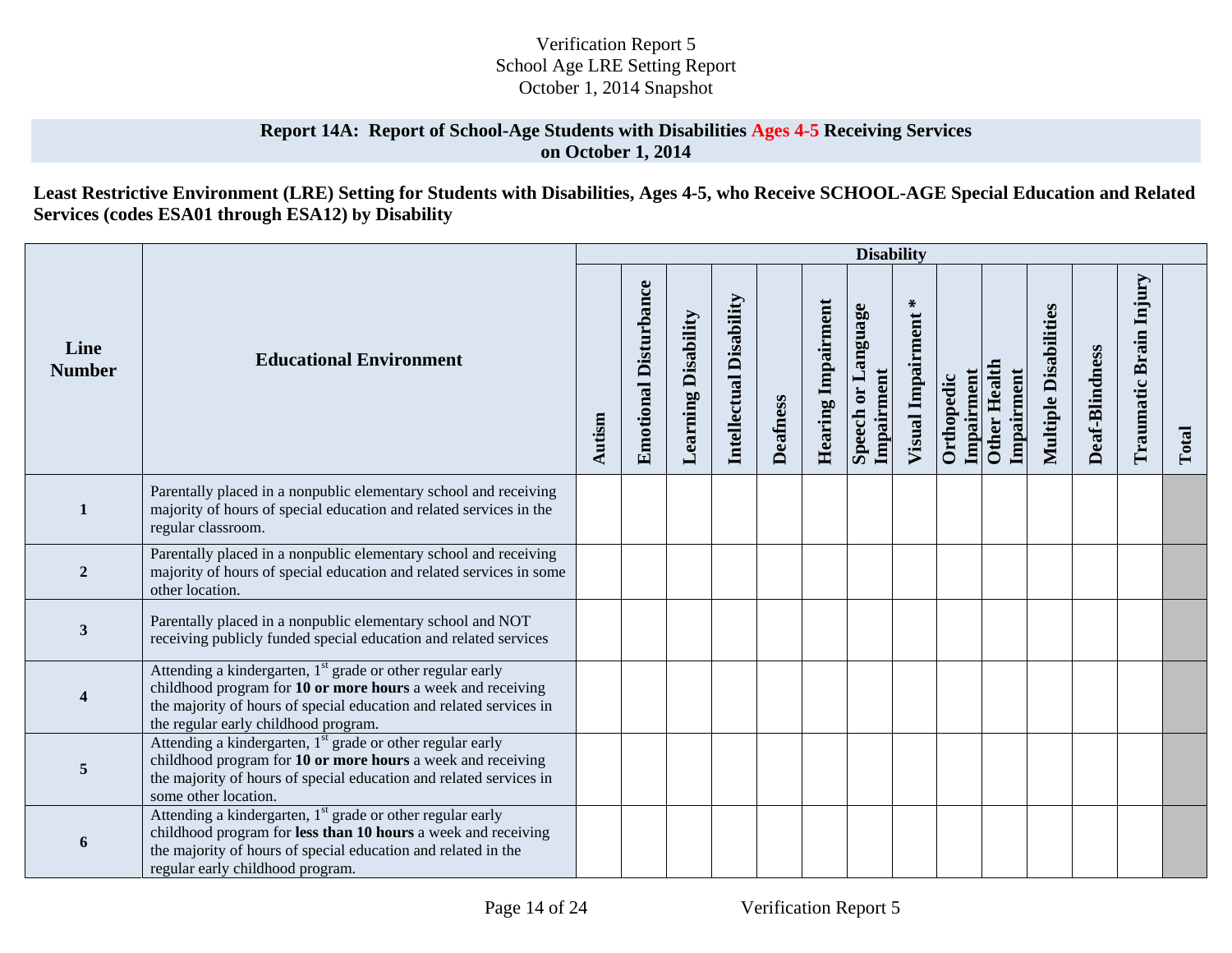Verification Report 5
School Age LRE Setting Report
October 1, 2014 Snapshot

## Report 14A: Report of School-Age Students with Disabilities Ages 4-5 Receiving Services on October 1, 2014

**Least Restrictive Environment (LRE) Setting for Students with Disabilities, Ages 4-5, who Receive SCHOOL-AGE Special Education and Related Services (codes ESA01 through ESA12) by Disability**

| Line Number | Educational Environment | Disability | | | | | | | | | | | | | |
|---|---|---|---|---|---|---|---|---|---|---|---|---|---|---|---|
| | | Autism | Emotional Disturbance | Learning Disability | Intellectual Disability | Deafness | Hearing Impairment | Speech or Language Impairment | Visual Impairment * | Orthopedic Impairment | Other Health Impairment | Multiple Disabilities | Deaf-Blindness | Traumatic Brain Injury | Total |
| 1 | Parentally placed in a nonpublic elementary school and receiving majority of hours of special education and related services in the regular classroom. | | | | | | | | | | | | | | |
| 2 | Parentally placed in a nonpublic elementary school and receiving majority of hours of special education and related services in some other location. | | | | | | | | | | | | | | |
| 3 | Parentally placed in a nonpublic elementary school and NOT receiving publicly funded special education and related services | | | | | | | | | | | | | | |
| 4 | Attending a kindergarten, 1st grade or other regular early childhood program for **10 or more hours** a week and receiving the majority of hours of special education and related services in the regular early childhood program. | | | | | | | | | | | | | | |
| 5 | Attending a kindergarten, 1st grade or other regular early childhood program for **10 or more hours** a week and receiving the majority of hours of special education and related services in some other location. | | | | | | | | | | | | | | |
| 6 | Attending a kindergarten, 1st grade or other regular early childhood program for **less than 10 hours** a week and receiving the majority of hours of special education and related in the regular early childhood program. | | | | | | | | | | | | | | |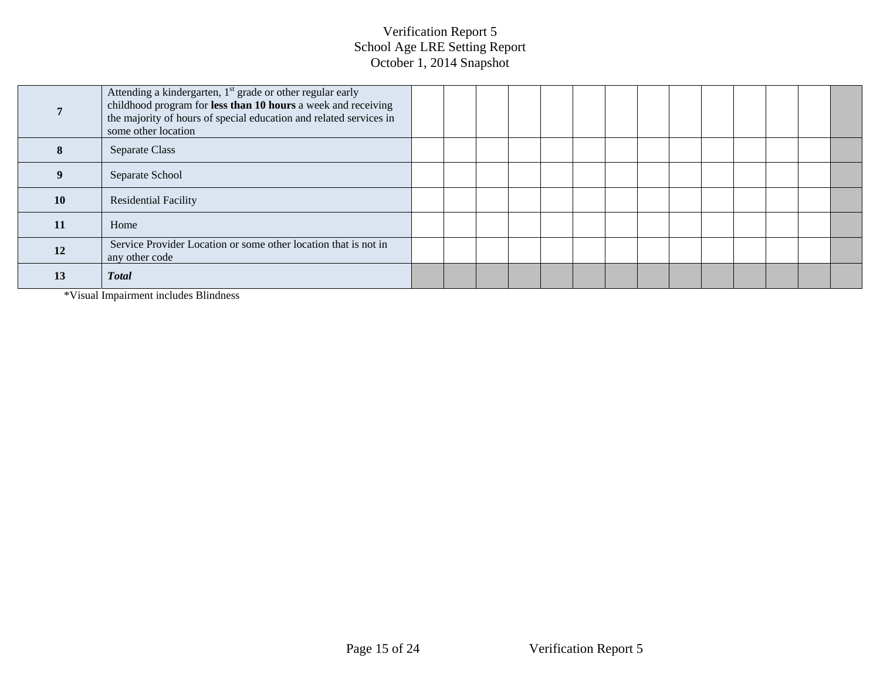# Verification Report 5
## School Age LRE Setting Report
## October 1, 2014 Snapshot

| | | | | | | | | | | | | | | | |
|---|---|---|---|---|---|---|---|---|---|---|---|---|---|---|---|
| **7** | Attending a kindergarten, 1st grade or other regular early childhood program for **less than 10 hours** a week and receiving the majority of hours of special education and related services in some other location | | | | | | | | | | | | | | |
| **8** | Separate Class | | | | | | | | | | | | | | |
| **9** | Separate School | | | | | | | | | | | | | | |
| **10** | Residential Facility | | | | | | | | | | | | | | |
| **11** | Home | | | | | | | | | | | | | | |
| **12** | Service Provider Location or some other location that is not in any other code | | | | | | | | | | | | | | |
| **13** | ***Total*** | | | | | | | | | | | | | | |

*Visual Impairment includes Blindness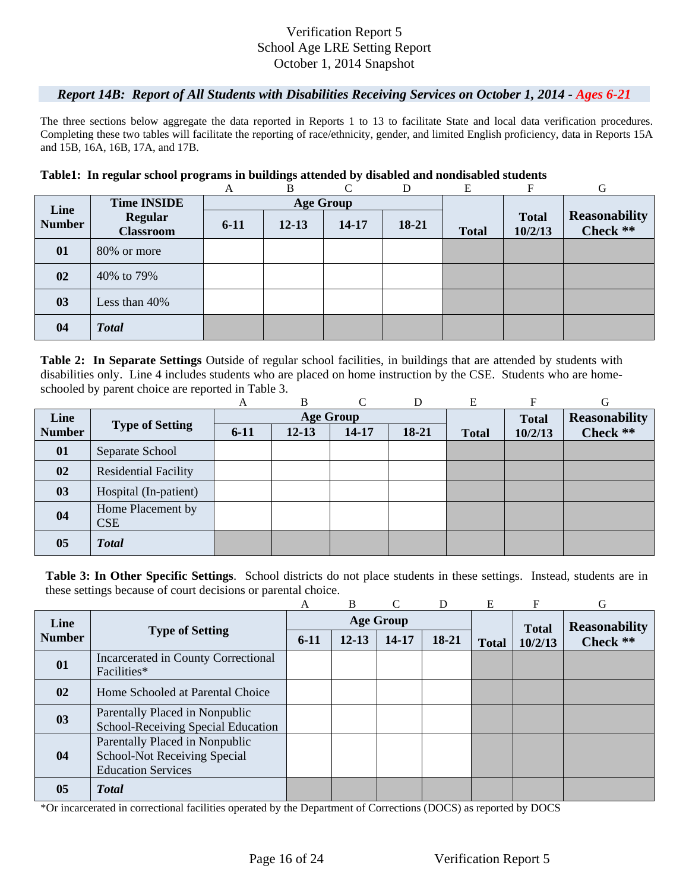Verification Report 5
School Age LRE Setting Report
October 1, 2014 Snapshot

### *Report 14B: Report of All Students with Disabilities Receiving Services on October 1, 2014 - Ages 6-21*

The three sections below aggregate the data reported in Reports 1 to 13 to facilitate State and local data verification procedures. Completing these two tables will facilitate the reporting of race/ethnicity, gender, and limited English proficiency, data in Reports 15A and 15B, 16A, 16B, 17A, and 17B.

**Table1: In regular school programs in buildings attended by disabled and nondisabled students**

| | | A | B | C | D | E | F | G |
|---|---|---|---|---|---|---|---|---|
| **Line Number** | **Time INSIDE Regular Classroom** | **Age Group** | | | | **Total** | **Total 10/2/13** | **Reasonability Check \*\*** |
| | | **6-11** | **12-13** | **14-17** | **18-21** | | | |
| **01** | 80% or more | | | | | | | |
| **02** | 40% to 79% | | | | | | | |
| **03** | Less than 40% | | | | | | | |
| **04** | ***Total*** | | | | | | | |

**Table 2: In Separate Settings** Outside of regular school facilities, in buildings that are attended by students with disabilities only. Line 4 includes students who are placed on home instruction by the CSE. Students who are home-schooled by parent choice are reported in Table 3.

| | | A | B | C | D | E | F | G |
|---|---|---|---|---|---|---|---|---|
| **Line Number** | **Type of Setting** | **Age Group** | | | | **Total** | **Total 10/2/13** | **Reasonability Check \*\*** |
| | | **6-11** | **12-13** | **14-17** | **18-21** | | | |
| **01** | Separate School | | | | | | | |
| **02** | Residential Facility | | | | | | | |
| **03** | Hospital (In-patient) | | | | | | | |
| **04** | Home Placement by CSE | | | | | | | |
| **05** | ***Total*** | | | | | | | |

**Table 3: In Other Specific Settings**. School districts do not place students in these settings. Instead, students are in these settings because of court decisions or parental choice.

| | | A | B | C | D | E | F | G |
|---|---|---|---|---|---|---|---|---|
| **Line Number** | **Type of Setting** | **Age Group** | | | | **Total** | **Total 10/2/13** | **Reasonability Check \*\*** |
| | | **6-11** | **12-13** | **14-17** | **18-21** | | | |
| **01** | Incarcerated in County Correctional Facilities* | | | | | | | |
| **02** | Home Schooled at Parental Choice | | | | | | | |
| **03** | Parentally Placed in Nonpublic School-Receiving Special Education | | | | | | | |
| **04** | Parentally Placed in Nonpublic School-Not Receiving Special Education Services | | | | | | | |
| **05** | ***Total*** | | | | | | | |

*Or incarcerated in correctional facilities operated by the Department of Corrections (DOCS) as reported by DOCS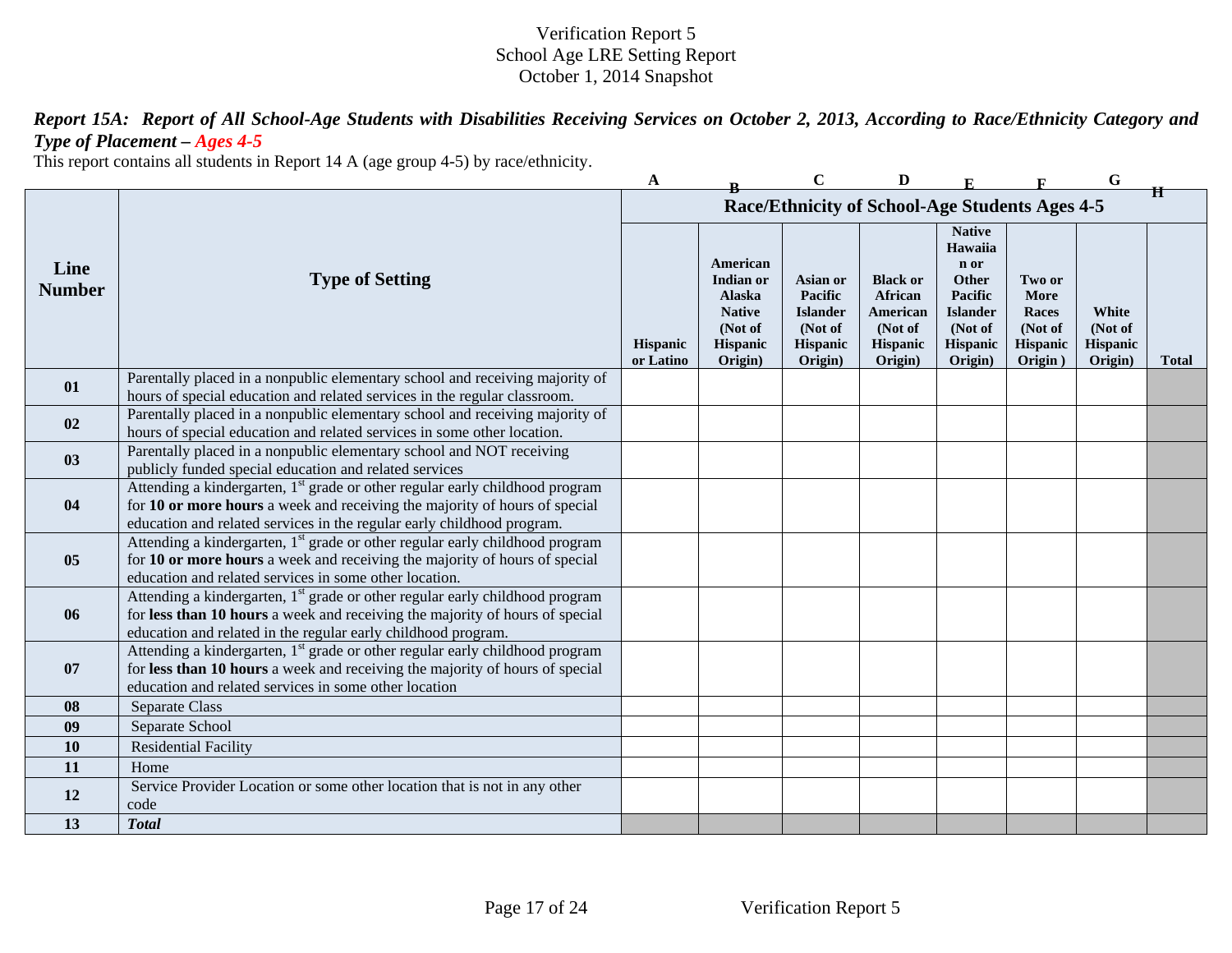Verification Report 5
School Age LRE Setting Report
October 1, 2014 Snapshot

***Report 15A: Report of All School-Age Students with Disabilities Receiving Services on October 2, 2013, According to Race/Ethnicity Category and Type of Placement – Ages 4-5***

This report contains all students in Report 14 A (age group 4-5) by race/ethnicity.

| | | A | B | C | D | E | F | G | H |
|---|---|---|---|---|---|---|---|---|---|
| | | **Race/Ethnicity of School-Age Students Ages 4-5** | | | | | | | |
| **Line Number** | **Type of Setting** | **Hispanic or Latino** | **American Indian or Alaska Native (Not of Hispanic Origin)** | **Asian or Pacific Islander (Not of Hispanic Origin)** | **Black or African American (Not of Hispanic Origin)** | **Native Hawaiian or Other Pacific Islander (Not of Hispanic Origin)** | **Two or More Races (Not of Hispanic Origin )** | **White (Not of Hispanic Origin)** | **Total** |
| **01** | Parentally placed in a nonpublic elementary school and receiving majority of hours of special education and related services in the regular classroom. | | | | | | | | |
| **02** | Parentally placed in a nonpublic elementary school and receiving majority of hours of special education and related services in some other location. | | | | | | | | |
| **03** | Parentally placed in a nonpublic elementary school and NOT receiving publicly funded special education and related services | | | | | | | | |
| **04** | Attending a kindergarten, 1st grade or other regular early childhood program for **10 or more hours** a week and receiving the majority of hours of special education and related services in the regular early childhood program. | | | | | | | | |
| **05** | Attending a kindergarten, 1st grade or other regular early childhood program for **10 or more hours** a week and receiving the majority of hours of special education and related services in some other location. | | | | | | | | |
| **06** | Attending a kindergarten, 1st grade or other regular early childhood program for **less than 10 hours** a week and receiving the majority of hours of special education and related in the regular early childhood program. | | | | | | | | |
| **07** | Attending a kindergarten, 1st grade or other regular early childhood program for **less than 10 hours** a week and receiving the majority of hours of special education and related services in some other location | | | | | | | | |
| **08** | Separate Class | | | | | | | | |
| **09** | Separate School | | | | | | | | |
| **10** | Residential Facility | | | | | | | | |
| **11** | Home | | | | | | | | |
| **12** | Service Provider Location or some other location that is not in any other code | | | | | | | | |
| **13** | ***Total*** | | | | | | | | |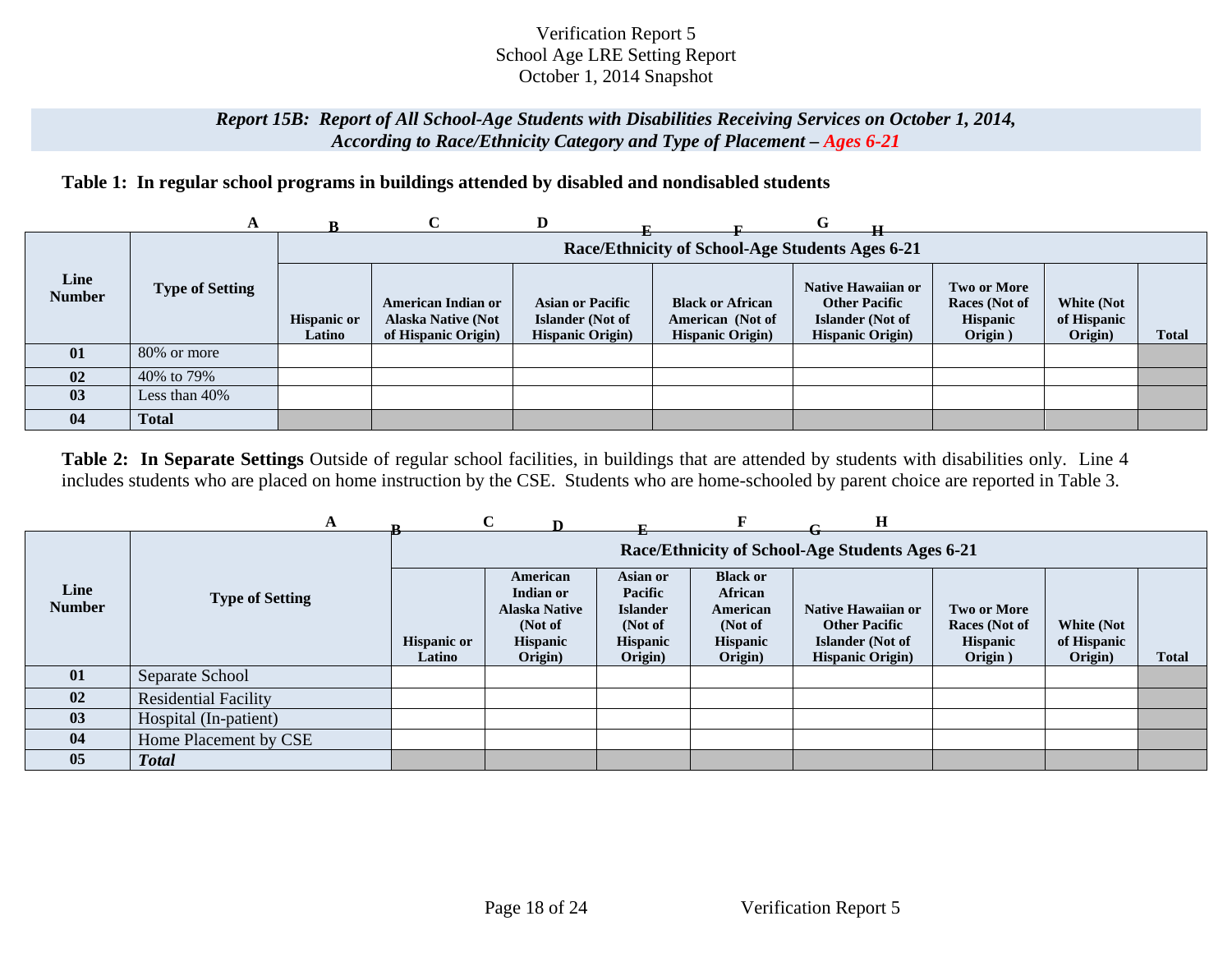Verification Report 5
School Age LRE Setting Report
October 1, 2014 Snapshot

***Report 15B: Report of All School-Age Students with Disabilities Receiving Services on October 1, 2014, According to Race/Ethnicity Category and Type of Placement – Ages 6-21***

**Table 1: In regular school programs in buildings attended by disabled and nondisabled students**

| | A | B | C | D | E | F | G | H | |
|---|---|---|---|---|---|---|---|---|---|
| **Line Number** | **Type of Setting** | **Race/Ethnicity of School-Age Students Ages 6-21** | | | | | | | |
| | | **Hispanic or Latino** | **American Indian or Alaska Native (Not of Hispanic Origin)** | **Asian or Pacific Islander (Not of Hispanic Origin)** | **Black or African American (Not of Hispanic Origin)** | **Native Hawaiian or Other Pacific Islander (Not of Hispanic Origin)** | **Two or More Races (Not of Hispanic Origin )** | **White (Not of Hispanic Origin)** | **Total** |
| **01** | 80% or more | | | | | | | | |
| **02** | 40% to 79% | | | | | | | | |
| **03** | Less than 40% | | | | | | | | |
| **04** | **Total** | | | | | | | | |

**Table 2: In Separate Settings** Outside of regular school facilities, in buildings that are attended by students with disabilities only. Line 4 includes students who are placed on home instruction by the CSE. Students who are home-schooled by parent choice are reported in Table 3.

| | A | B | C | D | E | F | G | H | |
|---|---|---|---|---|---|---|---|---|---|
| **Line Number** | **Type of Setting** | **Race/Ethnicity of School-Age Students Ages 6-21** | | | | | | | |
| | | **Hispanic or Latino** | **American Indian or Alaska Native (Not of Hispanic Origin)** | **Asian or Pacific Islander (Not of Hispanic Origin)** | **Black or African American (Not of Hispanic Origin)** | **Native Hawaiian or Other Pacific Islander (Not of Hispanic Origin)** | **Two or More Races (Not of Hispanic Origin )** | **White (Not of Hispanic Origin)** | **Total** |
| **01** | Separate School | | | | | | | | |
| **02** | Residential Facility | | | | | | | | |
| **03** | Hospital (In-patient) | | | | | | | | |
| **04** | Home Placement by CSE | | | | | | | | |
| **05** | ***Total*** | | | | | | | | |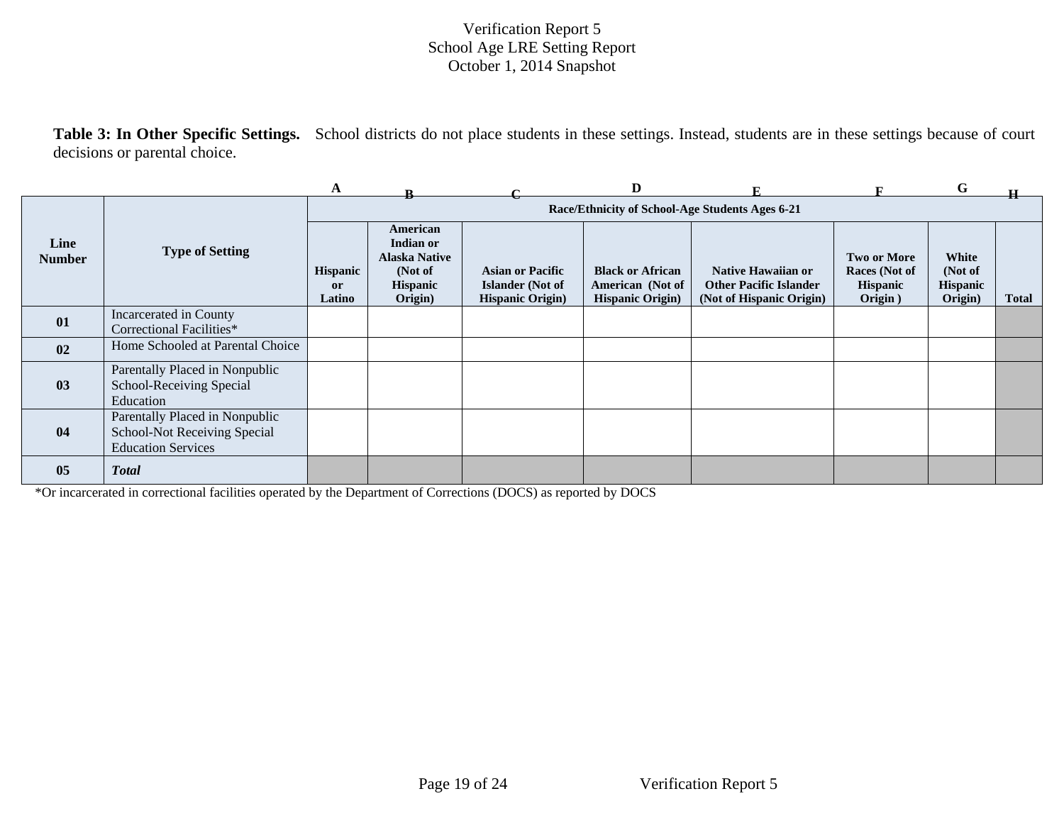# Verification Report 5
## School Age LRE Setting Report
### October 1, 2014 Snapshot

**Table 3: In Other Specific Settings.** School districts do not place students in these settings. Instead, students are in these settings because of court decisions or parental choice.

| | | A | B | C | D | E | F | G | H |
|---|---|---|---|---|---|---|---|---|---|
| **Line Number** | **Type of Setting** | **Race/Ethnicity of School-Age Students Ages 6-21** | | | | | | | |
| | | **Hispanic or Latino** | **American Indian or Alaska Native (Not of Hispanic Origin)** | **Asian or Pacific Islander (Not of Hispanic Origin)** | **Black or African American (Not of Hispanic Origin)** | **Native Hawaiian or Other Pacific Islander (Not of Hispanic Origin)** | **Two or More Races (Not of Hispanic Origin )** | **White (Not of Hispanic Origin)** | **Total** |
| **01** | Incarcerated in County Correctional Facilities* | | | | | | | | |
| **02** | Home Schooled at Parental Choice | | | | | | | | |
| **03** | Parentally Placed in Nonpublic School-Receiving Special Education | | | | | | | | |
| **04** | Parentally Placed in Nonpublic School-Not Receiving Special Education Services | | | | | | | | |
| **05** | ***Total*** | | | | | | | | |

*Or incarcerated in correctional facilities operated by the Department of Corrections (DOCS) as reported by DOCS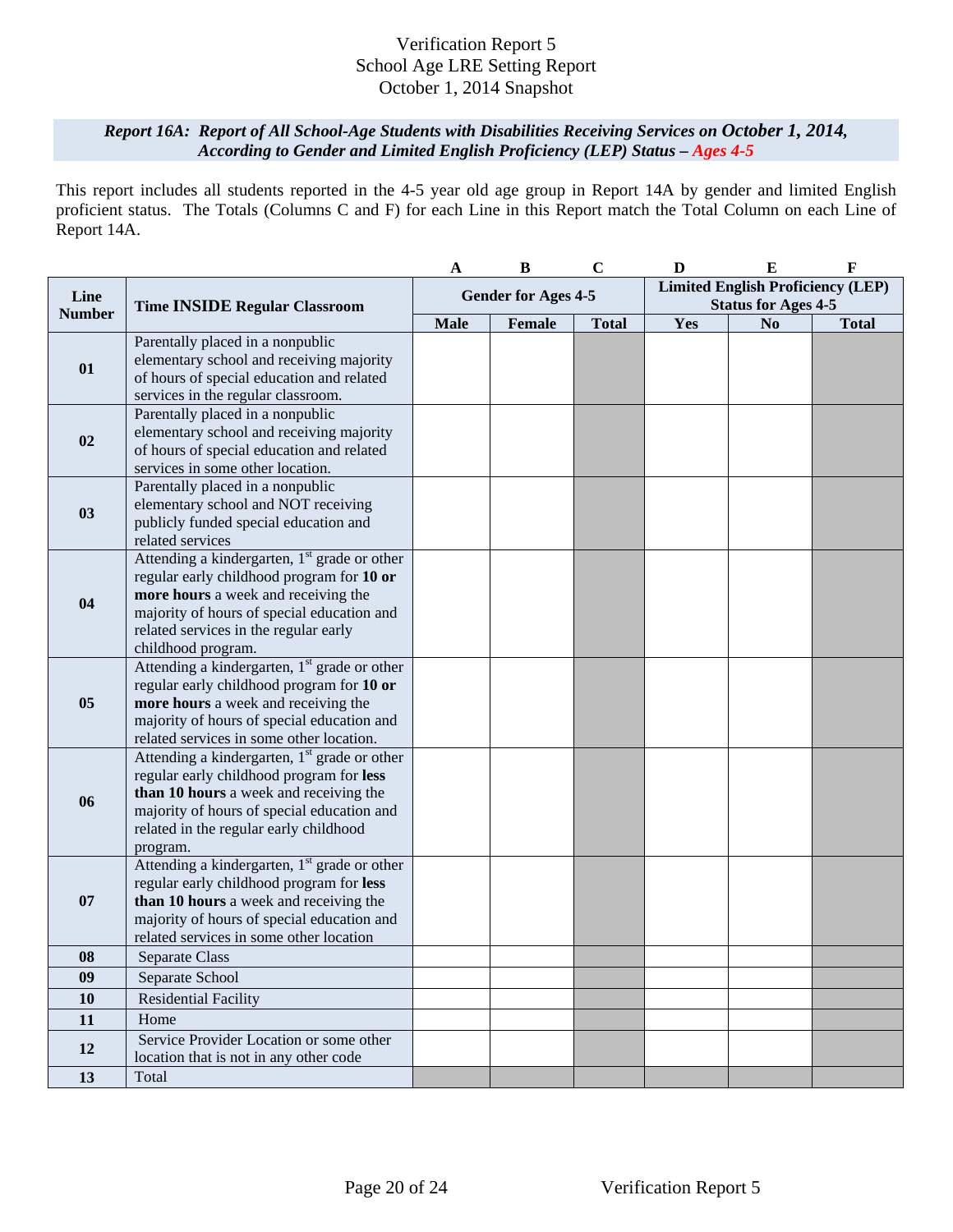Verification Report 5
School Age LRE Setting Report
October 1, 2014 Snapshot

### *Report 16A: Report of All School-Age Students with Disabilities Receiving Services on October 1, 2014, According to Gender and Limited English Proficiency (LEP) Status – Ages 4-5*

This report includes all students reported in the 4-5 year old age group in Report 14A by gender and limited English proficient status. The Totals (Columns C and F) for each Line in this Report match the Total Column on each Line of Report 14A.

| | | A | B | C | D | E | F |
|---|---|---|---|---|---|---|---|
| **Line Number** | **Time INSIDE Regular Classroom** | **Gender for Ages 4-5** | | | **Limited English Proficiency (LEP) Status for Ages 4-5** | | |
| | | **Male** | **Female** | **Total** | **Yes** | **No** | **Total** |
| **01** | Parentally placed in a nonpublic elementary school and receiving majority of hours of special education and related services in the regular classroom. | | | | | | |
| **02** | Parentally placed in a nonpublic elementary school and receiving majority of hours of special education and related services in some other location. | | | | | | |
| **03** | Parentally placed in a nonpublic elementary school and NOT receiving publicly funded special education and related services | | | | | | |
| **04** | Attending a kindergarten, 1st grade or other regular early childhood program for **10 or more hours** a week and receiving the majority of hours of special education and related services in the regular early childhood program. | | | | | | |
| **05** | Attending a kindergarten, 1st grade or other regular early childhood program for **10 or more hours** a week and receiving the majority of hours of special education and related services in some other location. | | | | | | |
| **06** | Attending a kindergarten, 1st grade or other regular early childhood program for **less than 10 hours** a week and receiving the majority of hours of special education and related in the regular early childhood program. | | | | | | |
| **07** | Attending a kindergarten, 1st grade or other regular early childhood program for **less than 10 hours** a week and receiving the majority of hours of special education and related services in some other location | | | | | | |
| **08** | Separate Class | | | | | | |
| **09** | Separate School | | | | | | |
| **10** | Residential Facility | | | | | | |
| **11** | Home | | | | | | |
| **12** | Service Provider Location or some other location that is not in any other code | | | | | | |
| **13** | Total | | | | | | |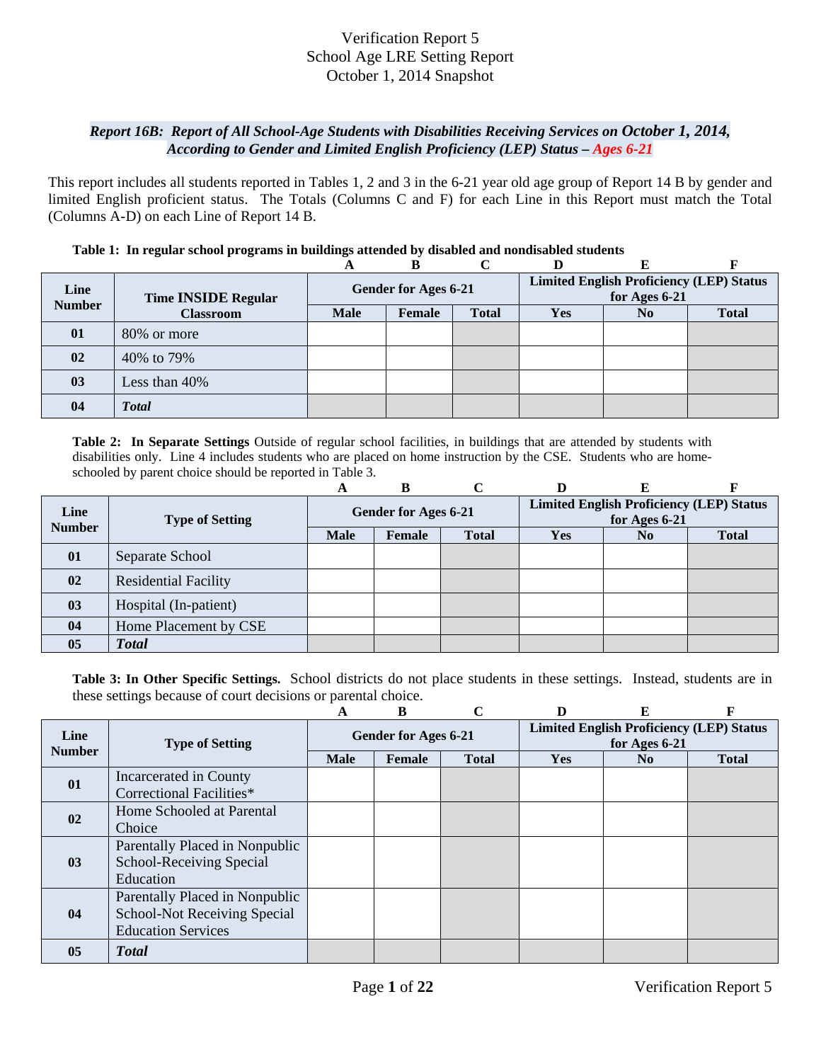# Verification Report 5
## School Age LRE Setting Report
## October 1, 2014 Snapshot

***Report 16B: Report of All School-Age Students with Disabilities Receiving Services on October 1, 2014, According to Gender and Limited English Proficiency (LEP) Status – Ages 6-21***

This report includes all students reported in Tables 1, 2 and 3 in the 6-21 year old age group of Report 14 B by gender and limited English proficient status. The Totals (Columns C and F) for each Line in this Report must match the Total (Columns A-D) on each Line of Report 14 B.

**Table 1: In regular school programs in buildings attended by disabled and nondisabled students**

| | | A | B | C | D | E | F |
|---|---|---|---|---|---|---|---|
| **Line Number** | **Time INSIDE Regular Classroom** | **Gender for Ages 6-21** | | | **Limited English Proficiency (LEP) Status for Ages 6-21** | | |
| | | **Male** | **Female** | **Total** | **Yes** | **No** | **Total** |
| **01** | 80% or more | | | | | | |
| **02** | 40% to 79% | | | | | | |
| **03** | Less than 40% | | | | | | |
| **04** | ***Total*** | | | | | | |

**Table 2: In Separate Settings** Outside of regular school facilities, in buildings that are attended by students with disabilities only. Line 4 includes students who are placed on home instruction by the CSE. Students who are home-schooled by parent choice should be reported in Table 3.

| | | A | B | C | D | E | F |
|---|---|---|---|---|---|---|---|
| **Line Number** | **Type of Setting** | **Gender for Ages 6-21** | | | **Limited English Proficiency (LEP) Status for Ages 6-21** | | |
| | | **Male** | **Female** | **Total** | **Yes** | **No** | **Total** |
| **01** | Separate School | | | | | | |
| **02** | Residential Facility | | | | | | |
| **03** | Hospital (In-patient) | | | | | | |
| **04** | Home Placement by CSE | | | | | | |
| **05** | ***Total*** | | | | | | |

**Table 3: In Other Specific Settings.** School districts do not place students in these settings. Instead, students are in these settings because of court decisions or parental choice.

| | | A | B | C | D | E | F |
|---|---|---|---|---|---|---|---|
| **Line Number** | **Type of Setting** | **Gender for Ages 6-21** | | | **Limited English Proficiency (LEP) Status for Ages 6-21** | | |
| | | **Male** | **Female** | **Total** | **Yes** | **No** | **Total** |
| **01** | Incarcerated in County Correctional Facilities* | | | | | | |
| **02** | Home Schooled at Parental Choice | | | | | | |
| **03** | Parentally Placed in Nonpublic School-Receiving Special Education | | | | | | |
| **04** | Parentally Placed in Nonpublic School-Not Receiving Special Education Services | | | | | | |
| **05** | ***Total*** | | | | | | |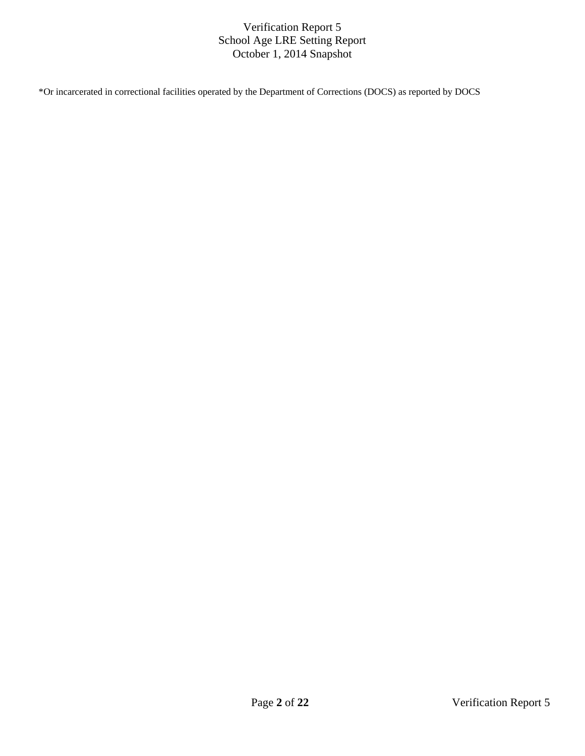*Or incarcerated in correctional facilities operated by the Department of Corrections (DOCS) as reported by DOCS